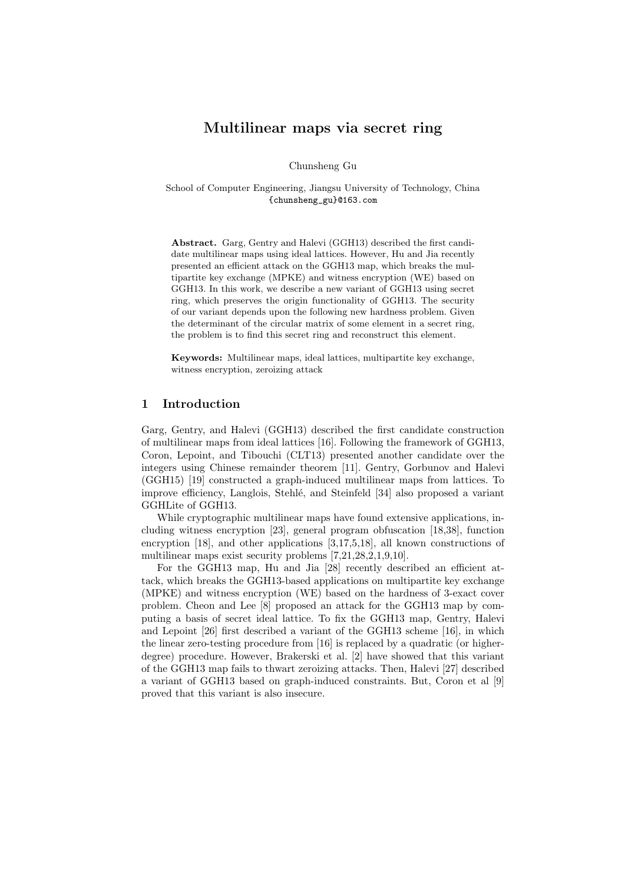# Multilinear maps via secret ring

Chunsheng Gu

School of Computer Engineering, Jiangsu University of Technology, China
{chunsheng_gu}@163.com

**Abstract.** Garg, Gentry and Halevi (GGH13) described the first candidate multilinear maps using ideal lattices. However, Hu and Jia recently presented an efficient attack on the GGH13 map, which breaks the mutipartite key exchange (MPKE) and witness encryption (WE) based on GGH13. In this work, we describe a new variant of GGH13 using secret ring, which preserves the origin functionality of GGH13. The security of our variant depends upon the following new hardness problem. Given the determinant of the circular matrix of some element in a secret ring, the problem is to find this secret ring and reconstruct this element.

**Keywords:** Multilinear maps, ideal lattices, multipartite key exchange, witness encryption, zeroizing attack

## 1 Introduction

Garg, Gentry, and Halevi (GGH13) described the first candidate construction of multilinear maps from ideal lattices [16]. Following the framework of GGH13, Coron, Lepoint, and Tibouchi (CLT13) presented another candidate over the integers using Chinese remainder theorem [11]. Gentry, Gorbunov and Halevi (GGH15) [19] constructed a graph-induced multilinear maps from lattices. To improve efficiency, Langlois, Stehlé, and Steinfeld [34] also proposed a variant GGHLite of GGH13.

While cryptographic multilinear maps have found extensive applications, including witness encryption [23], general program obfuscation [18,38], function encryption [18], and other applications [3,17,5,18], all known constructions of multilinear maps exist security problems [7,21,28,2,1,9,10].

For the GGH13 map, Hu and Jia [28] recently described an efficient attack, which breaks the GGH13-based applications on multipartite key exchange (MPKE) and witness encryption (WE) based on the hardness of 3-exact cover problem. Cheon and Lee [8] proposed an attack for the GGH13 map by computing a basis of secret ideal lattice. To fix the GGH13 map, Gentry, Halevi and Lepoint [26] first described a variant of the GGH13 scheme [16], in which the linear zero-testing procedure from [16] is replaced by a quadratic (or higher-degree) procedure. However, Brakerski et al. [2] have showed that this variant of the GGH13 map fails to thwart zeroizing attacks. Then, Halevi [27] described a variant of GGH13 based on graph-induced constraints. But, Coron et al [9] proved that this variant is also insecure.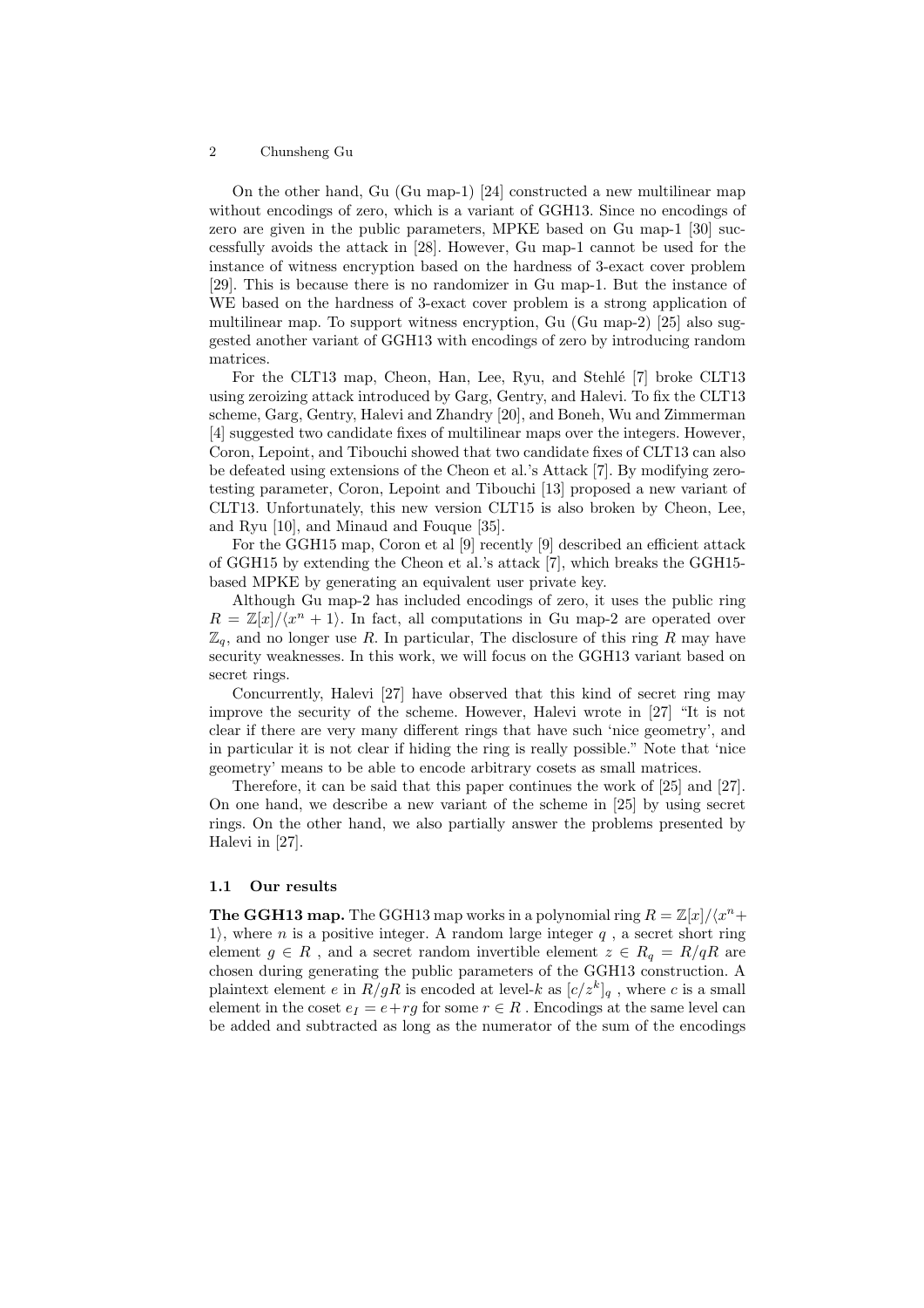On the other hand, Gu (Gu map-1) [24] constructed a new multilinear map without encodings of zero, which is a variant of GGH13. Since no encodings of zero are given in the public parameters, MPKE based on Gu map-1 [30] successfully avoids the attack in [28]. However, Gu map-1 cannot be used for the instance of witness encryption based on the hardness of 3-exact cover problem [29]. This is because there is no randomizer in Gu map-1. But the instance of WE based on the hardness of 3-exact cover problem is a strong application of multilinear map. To support witness encryption, Gu (Gu map-2) [25] also suggested another variant of GGH13 with encodings of zero by introducing random matrices.

For the CLT13 map, Cheon, Han, Lee, Ryu, and Stehlé [7] broke CLT13 using zeroizing attack introduced by Garg, Gentry, and Halevi. To fix the CLT13 scheme, Garg, Gentry, Halevi and Zhandry [20], and Boneh, Wu and Zimmerman [4] suggested two candidate fixes of multilinear maps over the integers. However, Coron, Lepoint, and Tibouchi showed that two candidate fixes of CLT13 can also be defeated using extensions of the Cheon et al.'s Attack [7]. By modifying zero-testing parameter, Coron, Lepoint and Tibouchi [13] proposed a new variant of CLT13. Unfortunately, this new version CLT15 is also broken by Cheon, Lee, and Ryu [10], and Minaud and Fouque [35].

For the GGH15 map, Coron et al [9] recently described an efficient attack of GGH15 by extending the Cheon et al.'s attack [7], which breaks the GGH15-based MPKE by generating an equivalent user private key.

Although Gu map-2 has included encodings of zero, it uses the public ring $R = \mathbb{Z}[x]/\langle x^n + 1\rangle$. In fact, all computations in Gu map-2 are operated over $\mathbb{Z}_q$, and no longer use $R$. In particular, The disclosure of this ring $R$ may have security weaknesses. In this work, we will focus on the GGH13 variant based on secret rings.

Concurrently, Halevi [27] have observed that this kind of secret ring may improve the security of the scheme. However, Halevi wrote in [27] "It is not clear if there are very many different rings that have such 'nice geometry', and in particular it is not clear if hiding the ring is really possible." Note that 'nice geometry' means to be able to encode arbitrary cosets as small matrices.

Therefore, it can be said that this paper continues the work of [25] and [27]. On one hand, we describe a new variant of the scheme in [25] by using secret rings. On the other hand, we also partially answer the problems presented by Halevi in [27].

### 1.1 Our results

**The GGH13 map.** The GGH13 map works in a polynomial ring $R = \mathbb{Z}[x]/\langle x^n + 1\rangle$, where $n$ is a positive integer. A random large integer $q$ , a secret short ring element $g \in R$ , and a secret random invertible element $z \in R_q = R/qR$ are chosen during generating the public parameters of the GGH13 construction. A plaintext element $e$ in $R/gR$ is encoded at level-$k$ as $[c/z^k]_q$ , where $c$ is a small element in the coset $e_I = e + rg$ for some $r \in R$ . Encodings at the same level can be added and subtracted as long as the numerator of the sum of the encodings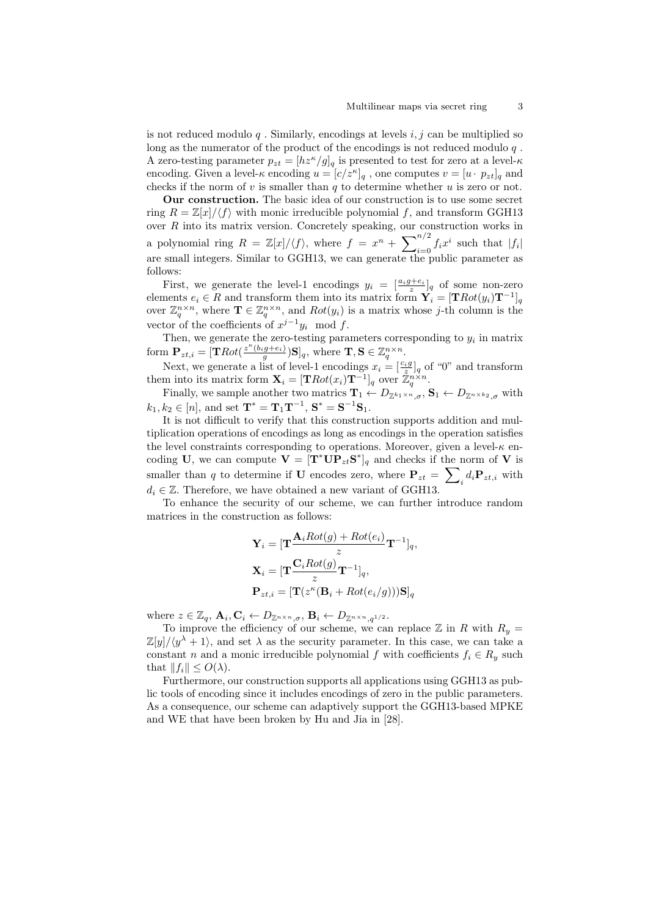is not reduced modulo $q$ . Similarly, encodings at levels $i, j$ can be multiplied so long as the numerator of the product of the encodings is not reduced modulo $q$ . A zero-testing parameter $p_{zt} = [hz^{\kappa}/g]_q$ is presented to test for zero at a level-$\kappa$ encoding. Given a level-$\kappa$ encoding $u = [c/z^{\kappa}]_q$ , one computes $v = [u \cdot p_{zt}]_q$ and checks if the norm of $v$ is smaller than $q$ to determine whether $u$ is zero or not.

**Our construction.** The basic idea of our construction is to use some secret ring $R = \mathbb{Z}[x]/\langle f \rangle$ with monic irreducible polynomial $f$, and transform GGH13 over $R$ into its matrix version. Concretely speaking, our construction works in a polynomial ring $R = \mathbb{Z}[x]/\langle f \rangle$, where $f = x^n + \sum_{i=0}^{n/2} f_i x^i$ such that $|f_i|$ are small integers. Similar to GGH13, we can generate the public parameter as follows:

First, we generate the level-1 encodings $y_i = [\frac{a_i g + e_i}{z}]_q$ of some non-zero elements $e_i \in R$ and transform them into its matrix form $\mathbf{Y}_i = [\mathbf{T}Rot(y_i)\mathbf{T}^{-1}]_q$ over $\mathbb{Z}_q^{n \times n}$, where $\mathbf{T} \in \mathbb{Z}_q^{n \times n}$, and $Rot(y_i)$ is a matrix whose $j$-th column is the vector of the coefficients of $x^{j-1} y_i \mod f$.

Then, we generate the zero-testing parameters corresponding to $y_i$ in matrix form $\mathbf{P}_{zt,i} = [\mathbf{T}Rot(\frac{z^{\kappa}(b_i g + e_i)}{g})\mathbf{S}]_q$, where $\mathbf{T}, \mathbf{S} \in \mathbb{Z}_q^{n \times n}$.

Next, we generate a list of level-1 encodings $x_i = [\frac{c_i g}{z}]_q$ of "0" and transform them into its matrix form $\mathbf{X}_i = [\mathbf{T}Rot(x_i)\mathbf{T}^{-1}]_q$ over $\mathbb{Z}_q^{n \times n}$.

Finally, we sample another two matrics $\mathbf{T}_1 \leftarrow D_{\mathbb{Z}^{k_1 \times n}, \sigma}$, $\mathbf{S}_1 \leftarrow D_{\mathbb{Z}^{n \times k_2}, \sigma}$ with $k_1, k_2 \in [n]$, and set $\mathbf{T}^* = \mathbf{T}_1 \mathbf{T}^{-1}$, $\mathbf{S}^* = \mathbf{S}^{-1}\mathbf{S}_1$.

It is not difficult to verify that this construction supports addition and multiplication operations of encodings as long as encodings in the operation satisfies the level constraints corresponding to operations. Moreover, given a level-$\kappa$ encoding $\mathbf{U}$, we can compute $\mathbf{V} = [\mathbf{T}^* \mathbf{U} \mathbf{P}_{zt} \mathbf{S}^*]_q$ and checks if the norm of $\mathbf{V}$ is smaller than $q$ to determine if $\mathbf{U}$ encodes zero, where $\mathbf{P}_{zt} = \sum_i d_i \mathbf{P}_{zt,i}$ with $d_i \in \mathbb{Z}$. Therefore, we have obtained a new variant of GGH13.

To enhance the security of our scheme, we can further introduce random matrices in the construction as follows:

$$\mathbf{Y}_i = [\mathbf{T}\frac{\mathbf{A}_i Rot(g) + Rot(e_i)}{z}\mathbf{T}^{-1}]_q,$$
$$\mathbf{X}_i = [\mathbf{T}\frac{\mathbf{C}_i Rot(g)}{z}\mathbf{T}^{-1}]_q,$$
$$\mathbf{P}_{zt,i} = [\mathbf{T}(z^{\kappa}(\mathbf{B}_i + Rot(e_i/g)))\mathbf{S}]_q$$

where $z \in \mathbb{Z}_q$, $\mathbf{A}_i, \mathbf{C}_i \leftarrow D_{\mathbb{Z}^{n \times n}, \sigma}$, $\mathbf{B}_i \leftarrow D_{\mathbb{Z}^{n \times n}, q^{1/2}}$.

To improve the efficiency of our scheme, we can replace $\mathbb{Z}$ in $R$ with $R_y = \mathbb{Z}[y]/\langle y^{\lambda} + 1 \rangle$, and set $\lambda$ as the security parameter. In this case, we can take a constant $n$ and a monic irreducible polynomial $f$ with coefficients $f_i \in R_y$ such that $\|f_i\| \leq O(\lambda)$.

Furthermore, our construction supports all applications using GGH13 as public tools of encoding since it includes encodings of zero in the public parameters. As a consequence, our scheme can adaptively support the GGH13-based MPKE and WE that have been broken by Hu and Jia in [28].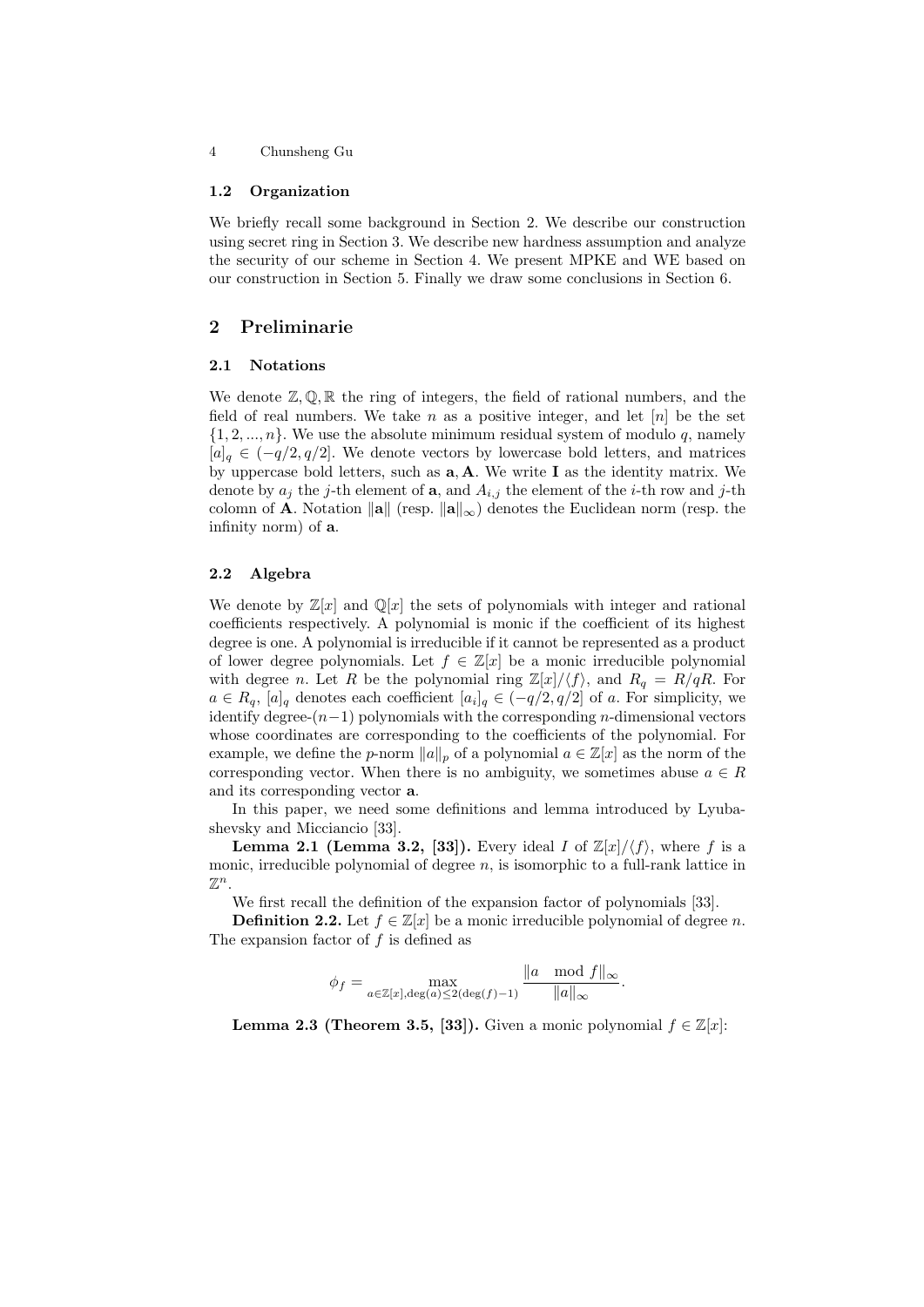### 1.2 Organization

We briefly recall some background in Section 2. We describe our construction using secret ring in Section 3. We describe new hardness assumption and analyze the security of our scheme in Section 4. We present MPKE and WE based on our construction in Section 5. Finally we draw some conclusions in Section 6.

## 2 Preliminarie

### 2.1 Notations

We denote $\mathbb{Z}, \mathbb{Q}, \mathbb{R}$ the ring of integers, the field of rational numbers, and the field of real numbers. We take $n$ as a positive integer, and let $[n]$ be the set $\{1, 2, ..., n\}$. We use the absolute minimum residual system of modulo $q$, namely $[a]_q \in (-q/2, q/2]$. We denote vectors by lowercase bold letters, and matrices by uppercase bold letters, such as $\mathbf{a}, \mathbf{A}$. We write $\mathbf{I}$ as the identity matrix. We denote by $a_j$ the $j$-th element of $\mathbf{a}$, and $A_{i,j}$ the element of the $i$-th row and $j$-th colomn of $\mathbf{A}$. Notation $\|\mathbf{a}\|$ (resp. $\|\mathbf{a}\|_\infty$) denotes the Euclidean norm (resp. the infinity norm) of $\mathbf{a}$.

### 2.2 Algebra

We denote by $\mathbb{Z}[x]$ and $\mathbb{Q}[x]$ the sets of polynomials with integer and rational coefficients respectively. A polynomial is monic if the coefficient of its highest degree is one. A polynomial is irreducible if it cannot be represented as a product of lower degree polynomials. Let $f \in \mathbb{Z}[x]$ be a monic irreducible polynomial with degree $n$. Let $R$ be the polynomial ring $\mathbb{Z}[x]/\langle f \rangle$, and $R_q = R/qR$. For $a \in R_q$, $[a]_q$ denotes each coefficient $[a_i]_q \in (-q/2, q/2]$ of $a$. For simplicity, we identify degree-$(n-1)$ polynomials with the corresponding $n$-dimensional vectors whose coordinates are corresponding to the coefficients of the polynomial. For example, we define the $p$-norm $\|a\|_p$ of a polynomial $a \in \mathbb{Z}[x]$ as the norm of the corresponding vector. When there is no ambiguity, we sometimes abuse $a \in R$ and its corresponding vector $\mathbf{a}$.

In this paper, we need some definitions and lemma introduced by Lyubashevsky and Micciancio [33].

**Lemma 2.1 (Lemma 3.2, [33]).** Every ideal $I$ of $\mathbb{Z}[x]/\langle f \rangle$, where $f$ is a monic, irreducible polynomial of degree $n$, is isomorphic to a full-rank lattice in $\mathbb{Z}^n$.

We first recall the definition of the expansion factor of polynomials [33].

**Definition 2.2.** Let $f \in \mathbb{Z}[x]$ be a monic irreducible polynomial of degree $n$. The expansion factor of $f$ is defined as

$$\phi_f = \max_{a \in \mathbb{Z}[x], \deg(a) \leq 2(\deg(f)-1)} \frac{\|a \mod f\|_\infty}{\|a\|_\infty}.$$

**Lemma 2.3 (Theorem 3.5, [33]).** Given a monic polynomial $f \in \mathbb{Z}[x]$: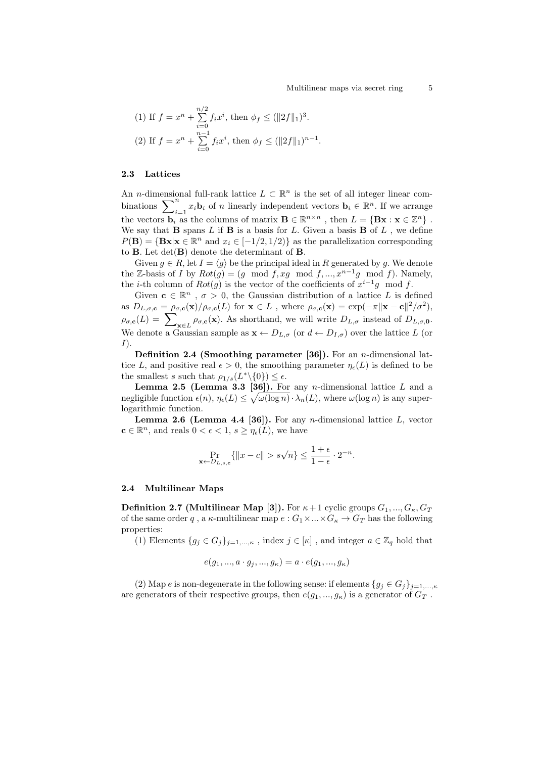(1) If $f = x^n + \sum_{i=0}^{n/2} f_i x^i$, then $\phi_f \leq (\|2f\|_1)^3$.

(2) If $f = x^n + \sum_{i=0}^{n-1} f_i x^i$, then $\phi_f \leq (\|2f\|_1)^{n-1}$.

### 2.3 Lattices

An $n$-dimensional full-rank lattice $L \subset \mathbb{R}^n$ is the set of all integer linear combinations $\sum_{i=1}^{n} x_i \mathbf{b}_i$ of $n$ linearly independent vectors $\mathbf{b}_i \in \mathbb{R}^n$. If we arrange the vectors $\mathbf{b}_i$ as the columns of matrix $\mathbf{B} \in \mathbb{R}^{n \times n}$ , then $L = \{\mathbf{Bx} : \mathbf{x} \in \mathbb{Z}^n\}$ . We say that $\mathbf{B}$ spans $L$ if $\mathbf{B}$ is a basis for $L$. Given a basis $\mathbf{B}$ of $L$ , we define $P(\mathbf{B}) = \{\mathbf{Bx} | \mathbf{x} \in \mathbb{R}^n \text{ and } x_i \in [-1/2, 1/2)\}$ as the parallelization corresponding to $\mathbf{B}$. Let $\det(\mathbf{B})$ denote the determinant of $\mathbf{B}$.

Given $g \in R$, let $I = \langle g \rangle$ be the principal ideal in $R$ generated by $g$. We denote the $\mathbb{Z}$-basis of $I$ by $Rot(g) = (g \mod f, xg \mod f, ..., x^{n-1}g \mod f)$. Namely, the $i$-th column of $Rot(g)$ is the vector of the coefficients of $x^{i-1}g \mod f$.

Given $\mathbf{c} \in \mathbb{R}^n$ , $\sigma > 0$, the Gaussian distribution of a lattice $L$ is defined as $D_{L,\sigma,\mathbf{c}} = \rho_{\sigma,\mathbf{c}}(\mathbf{x}) / \rho_{\sigma,\mathbf{c}}(L)$ for $\mathbf{x} \in L$ , where $\rho_{\sigma,\mathbf{c}}(\mathbf{x}) = \exp(-\pi \|\mathbf{x} - \mathbf{c}\|^2 / \sigma^2)$, $\rho_{\sigma,\mathbf{c}}(L) = \sum_{\mathbf{x} \in L} \rho_{\sigma,\mathbf{c}}(\mathbf{x})$. As shorthand, we will write $D_{L,\sigma}$ instead of $D_{L,\sigma,\mathbf{0}}$. We denote a Gaussian sample as $\mathbf{x} \leftarrow D_{L,\sigma}$ (or $d \leftarrow D_{I,\sigma}$) over the lattice $L$ (or $I$).

**Definition 2.4 (Smoothing parameter [36]).** For an $n$-dimensional lattice $L$, and positive real $\epsilon > 0$, the smoothing parameter $\eta_\epsilon(L)$ is defined to be the smallest $s$ such that $\rho_{1/s}(L^* \backslash \{0\}) \leq \epsilon$.

**Lemma 2.5 (Lemma 3.3 [36]).** For any $n$-dimensional lattice $L$ and a negligible function $\epsilon(n)$, $\eta_\epsilon(L) \leq \sqrt{\omega(\log n)} \cdot \lambda_n(L)$, where $\omega(\log n)$ is any super-logarithmic function.

**Lemma 2.6 (Lemma 4.4 [36]).** For any $n$-dimensional lattice $L$, vector $\mathbf{c} \in \mathbb{R}^n$, and reals $0 < \epsilon < 1$, $s \geq \eta_\epsilon(L)$, we have

$$\Pr_{\mathbf{x} \leftarrow D_{L,s,\mathbf{c}}} \{\|x - c\| > s\sqrt{n}\} \leq \frac{1 + \epsilon}{1 - \epsilon} \cdot 2^{-n}.$$

### 2.4 Multilinear Maps

**Definition 2.7 (Multilinear Map [3]).** For $\kappa + 1$ cyclic groups $G_1, ..., G_\kappa, G_T$ of the same order $q$ , a $\kappa$-multilinear map $e : G_1 \times ... \times G_\kappa \to G_T$ has the following properties:

(1) Elements $\{g_j \in G_j\}_{j=1,...,\kappa}$ , index $j \in [\kappa]$ , and integer $a \in \mathbb{Z}_q$ hold that

$$e(g_1, ..., a \cdot g_j, ..., g_\kappa) = a \cdot e(g_1, ..., g_\kappa)$$

(2) Map $e$ is non-degenerate in the following sense: if elements $\{g_j \in G_j\}_{j=1,...,\kappa}$ are generators of their respective groups, then $e(g_1, ..., g_\kappa)$ is a generator of $G_T$ .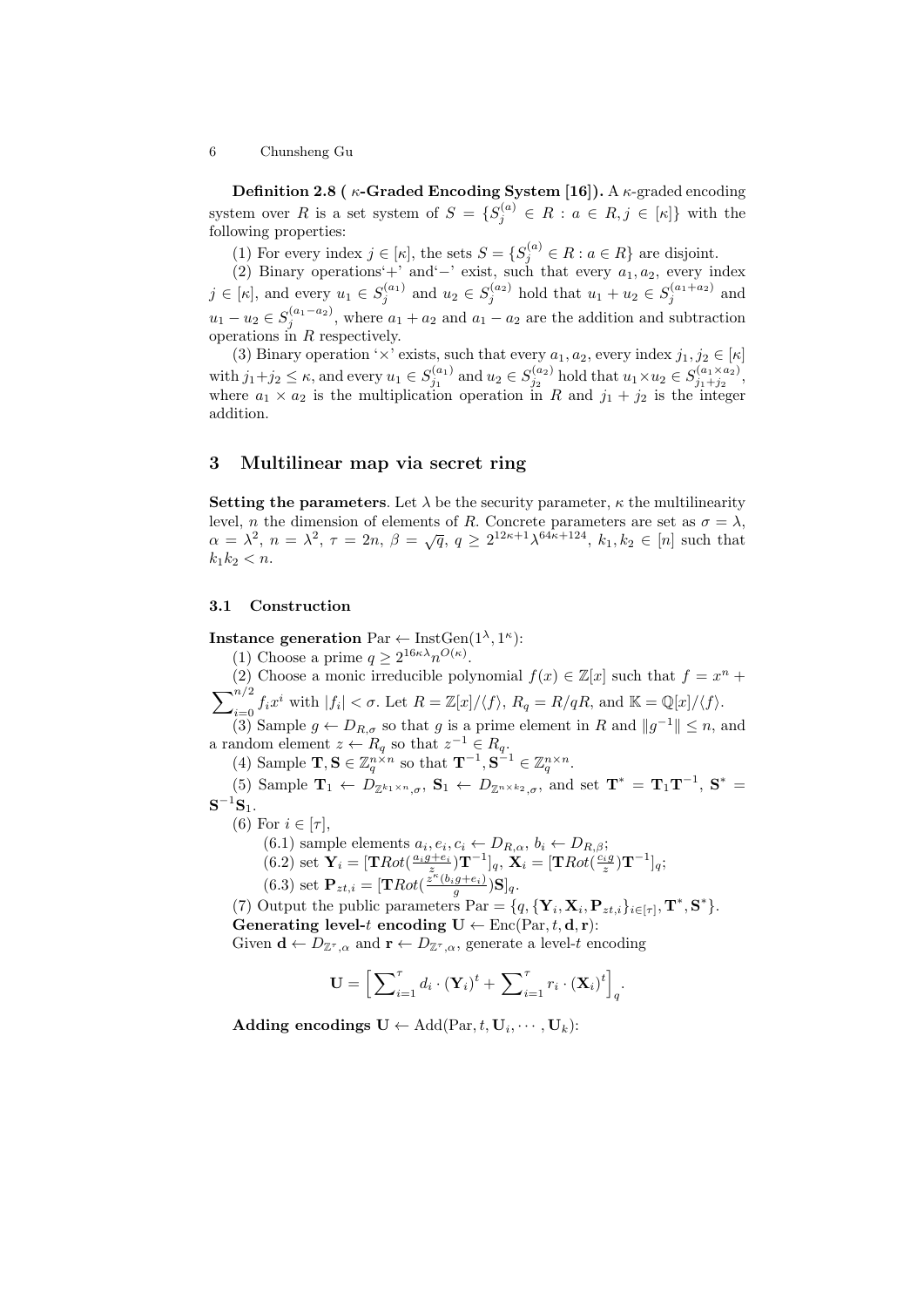**Definition 2.8 ( $\kappa$-Graded Encoding System [16]).** A $\kappa$-graded encoding system over $R$ is a set system of $S = \{S_j^{(a)} \in R : a \in R, j \in [\kappa]\}$ with the following properties:

(1) For every index $j \in [\kappa]$, the sets $S = \{S_j^{(a)} \in R : a \in R\}$ are disjoint.

(2) Binary operations'+' and'$-$' exist, such that every $a_1, a_2$, every index $j \in [\kappa]$, and every $u_1 \in S_j^{(a_1)}$ and $u_2 \in S_j^{(a_2)}$ hold that $u_1 + u_2 \in S_j^{(a_1+a_2)}$ and $u_1 - u_2 \in S_j^{(a_1-a_2)}$, where $a_1 + a_2$ and $a_1 - a_2$ are the addition and subtraction operations in $R$ respectively.

(3) Binary operation '$\times$' exists, such that every $a_1, a_2$, every index $j_1, j_2 \in [\kappa]$ with $j_1 + j_2 \leq \kappa$, and every $u_1 \in S_{j_1}^{(a_1)}$ and $u_2 \in S_{j_2}^{(a_2)}$ hold that $u_1 \times u_2 \in S_{j_1+j_2}^{(a_1 \times a_2)}$, where $a_1 \times a_2$ is the multiplication operation in $R$ and $j_1 + j_2$ is the integer addition.

# 3 Multilinear map via secret ring

**Setting the parameters**. Let $\lambda$ be the security parameter, $\kappa$ the multilinearity level, $n$ the dimension of elements of $R$. Concrete parameters are set as $\sigma = \lambda$, $\alpha = \lambda^2$, $n = \lambda^2$, $\tau = 2n$, $\beta = \sqrt{q}$, $q \geq 2^{12\kappa+1}\lambda^{64\kappa+124}$, $k_1, k_2 \in [n]$ such that $k_1 k_2 < n$.

## 3.1 Construction

**Instance generation** $\text{Par} \leftarrow \text{InstGen}(1^\lambda, 1^\kappa)$:

(1) Choose a prime $q \geq 2^{16\kappa\lambda} n^{O(\kappa)}$.

(2) Choose a monic irreducible polynomial $f(x) \in \mathbb{Z}[x]$ such that $f = x^n + \sum_{i=0}^{n/2} f_i x^i$ with $|f_i| < \sigma$. Let $R = \mathbb{Z}[x]/\langle f \rangle$, $R_q = R/qR$, and $\mathbb{K} = \mathbb{Q}[x]/\langle f \rangle$.

(3) Sample $g \leftarrow D_{R,\sigma}$ so that $g$ is a prime element in $R$ and $\|g^{-1}\| \leq n$, and a random element $z \leftarrow R_q$ so that $z^{-1} \in R_q$.

(4) Sample $\mathbf{T}, \mathbf{S} \in \mathbb{Z}_q^{n\times n}$ so that $\mathbf{T}^{-1}, \mathbf{S}^{-1} \in \mathbb{Z}_q^{n\times n}$.

(5) Sample $\mathbf{T}_1 \leftarrow D_{\mathbb{Z}^{k_1\times n},\sigma}$, $\mathbf{S}_1 \leftarrow D_{\mathbb{Z}^{n\times k_2},\sigma}$, and set $\mathbf{T}^* = \mathbf{T}_1\mathbf{T}^{-1}$, $\mathbf{S}^* = \mathbf{S}^{-1}\mathbf{S}_1$.

(6) For $i \in [\tau]$,

(6.1) sample elements $a_i, e_i, c_i \leftarrow D_{R,\alpha}$, $b_i \leftarrow D_{R,\beta}$;

(6.2) set $\mathbf{Y}_i = [\mathbf{T}Rot(\frac{a_i g + e_i}{z})\mathbf{T}^{-1}]_q$, $\mathbf{X}_i = [\mathbf{T}Rot(\frac{c_i g}{z})\mathbf{T}^{-1}]_q$;

(6.3) set $\mathbf{P}_{zt,i} = [\mathbf{T}Rot(\frac{z^\kappa(b_i g + e_i)}{g})\mathbf{S}]_q$.

(7) Output the public parameters $\text{Par} = \{q, \{\mathbf{Y}_i, \mathbf{X}_i, \mathbf{P}_{zt,i}\}_{i\in[\tau]}, \mathbf{T}^*, \mathbf{S}^*\}$.

**Generating level-$t$ encoding** $\mathbf{U} \leftarrow \text{Enc}(\text{Par}, t, \mathbf{d}, \mathbf{r})$:

Given $\mathbf{d} \leftarrow D_{\mathbb{Z}^\tau,\alpha}$ and $\mathbf{r} \leftarrow D_{\mathbb{Z}^\tau,\alpha}$, generate a level-$t$ encoding

$$\mathbf{U} = \Big[\sum\nolimits_{i=1}^{\tau} d_i \cdot (\mathbf{Y}_i)^t + \sum\nolimits_{i=1}^{\tau} r_i \cdot (\mathbf{X}_i)^t\Big]_q.$$

**Adding encodings** $\mathbf{U} \leftarrow \text{Add}(\text{Par}, t, \mathbf{U}_i, \cdots, \mathbf{U}_k)$: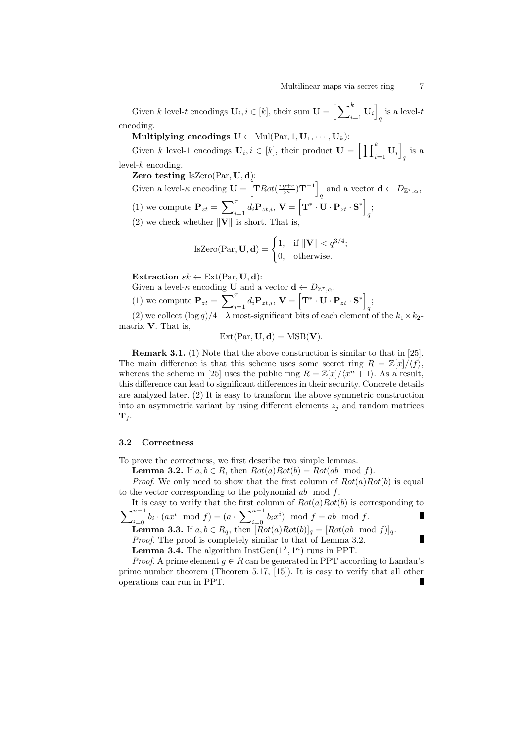Given $k$ level-$t$ encodings $\mathbf{U}_i, i \in [k]$, their sum $\mathbf{U} = \left[\sum_{i=1}^{k} \mathbf{U}_i\right]_q$ is a level-$t$ encoding.

**Multiplying encodings** $\mathbf{U} \leftarrow \mathrm{Mul}(\mathrm{Par}, 1, \mathbf{U}_1, \cdots, \mathbf{U}_k)$:

Given $k$ level-1 encodings $\mathbf{U}_i, i \in [k]$, their product $\mathbf{U} = \left[\prod_{i=1}^{k} \mathbf{U}_i\right]_q$ is a level-$k$ encoding.

**Zero testing** $\mathrm{IsZero}(\mathrm{Par}, \mathbf{U}, \mathbf{d})$:

Given a level-$\kappa$ encoding $\mathbf{U} = \left[\mathbf{T} Rot(\frac{rg+e}{z^\kappa})\mathbf{T}^{-1}\right]_q$ and a vector $\mathbf{d} \leftarrow D_{\mathbb{Z}^\tau, \alpha}$,

(1) we compute $\mathbf{P}_{zt} = \sum_{i=1}^{\tau} d_i \mathbf{P}_{zt,i}$, $\mathbf{V} = \left[\mathbf{T}^* \cdot \mathbf{U} \cdot \mathbf{P}_{zt} \cdot \mathbf{S}^*\right]_q$;

(2) we check whether $\|\mathbf{V}\|$ is short. That is,

$$\mathrm{IsZero}(\mathrm{Par}, \mathbf{U}, \mathbf{d}) = \begin{cases} 1, & \text{if } \|\mathbf{V}\| < q^{3/4}; \\ 0, & \text{otherwise.} \end{cases}$$

**Extraction** $sk \leftarrow \mathrm{Ext}(\mathrm{Par}, \mathbf{U}, \mathbf{d})$:

Given a level-$\kappa$ encoding $\mathbf{U}$ and a vector $\mathbf{d} \leftarrow D_{\mathbb{Z}^\tau, \alpha}$,

(1) we compute $\mathbf{P}_{zt} = \sum_{i=1}^{\tau} d_i \mathbf{P}_{zt,i}$, $\mathbf{V} = \left[\mathbf{T}^* \cdot \mathbf{U} \cdot \mathbf{P}_{zt} \cdot \mathbf{S}^*\right]_q$;

(2) we collect $(\log q)/4 - \lambda$ most-significant bits of each element of the $k_1 \times k_2$-matrix $\mathbf{V}$. That is,

$$\mathrm{Ext}(\mathrm{Par}, \mathbf{U}, \mathbf{d}) = \mathrm{MSB}(\mathbf{V}).$$

**Remark 3.1.** (1) Note that the above construction is similar to that in [25]. The main difference is that this scheme uses some secret ring $R = \mathbb{Z}[x]/\langle f \rangle$, whereas the scheme in [25] uses the public ring $R = \mathbb{Z}[x]/\langle x^n + 1 \rangle$. As a result, this difference can lead to significant differences in their security. Concrete details are analyzed later. (2) It is easy to transform the above symmetric construction into an asymmetric variant by using different elements $z_j$ and random matrices $\mathbf{T}_j$.

### 3.2 Correctness

To prove the correctness, we first describe two simple lemmas.

**Lemma 3.2.** If $a, b \in R$, then $Rot(a)Rot(b) = Rot(ab \mod f)$.

*Proof.* We only need to show that the first column of $Rot(a)Rot(b)$ is equal to the vector corresponding to the polynomial $ab \mod f$.

It is easy to verify that the first column of $Rot(a)Rot(b)$ is corresponding to $\sum_{i=0}^{n-1} b_i \cdot (ax^i \mod f) = (a \cdot \sum_{i=0}^{n-1} b_i x^i) \mod f = ab \mod f$. ∎

**Lemma 3.3.** If $a, b \in R_q$, then $[Rot(a)Rot(b)]_q = [Rot(ab \mod f)]_q$.

*Proof.* The proof is completely similar to that of Lemma 3.2. ∎

**Lemma 3.4.** The algorithm $\mathrm{InstGen}(1^\lambda, 1^\kappa)$ runs in PPT.

*Proof.* A prime element $g \in R$ can be generated in PPT according to Landau's prime number theorem (Theorem 5.17, [15]). It is easy to verify that all other operations can run in PPT. ∎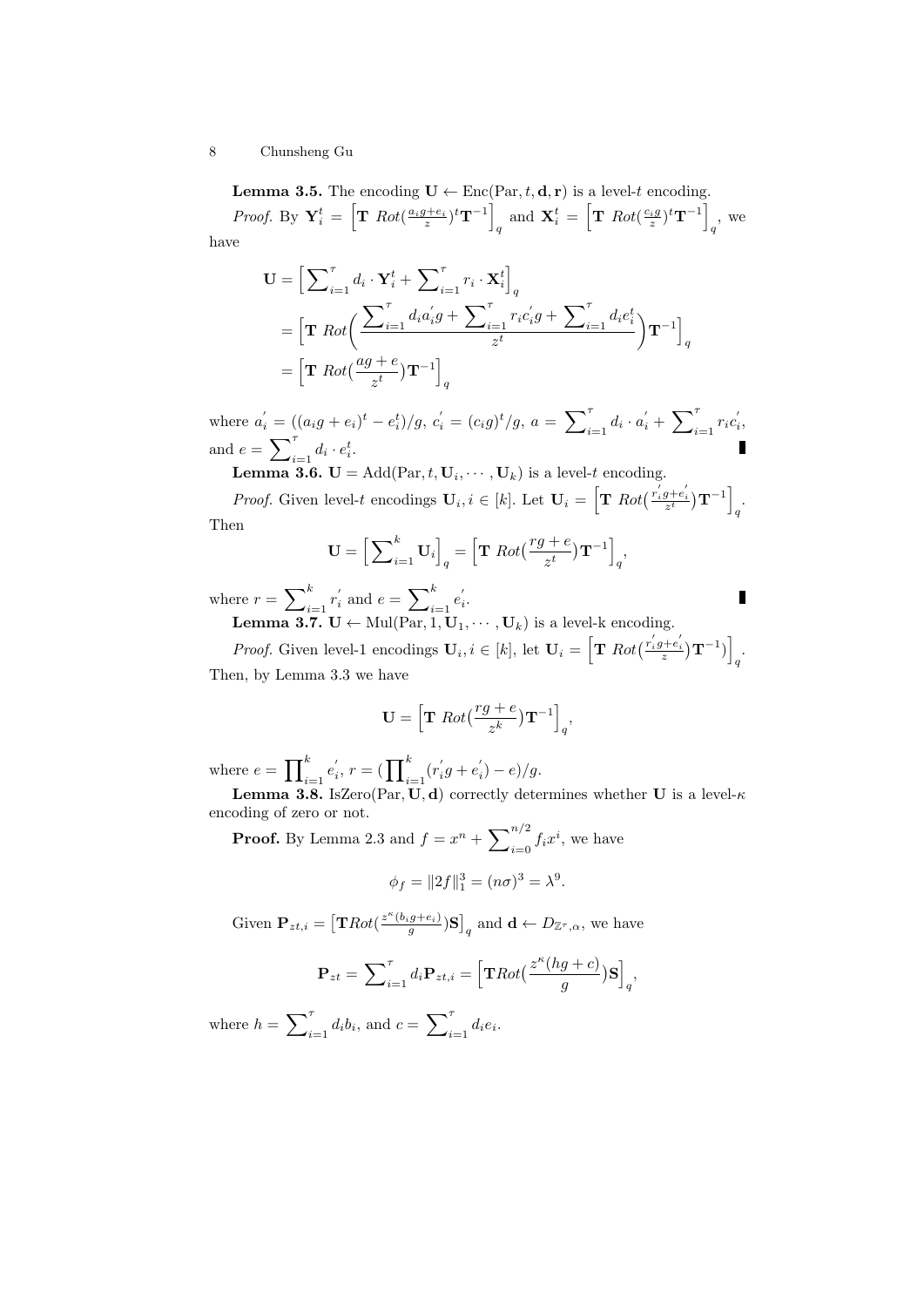**Lemma 3.5.** The encoding $\mathbf{U} \leftarrow \text{Enc}(\text{Par}, t, \mathbf{d}, \mathbf{r})$ is a level-$t$ encoding.

*Proof.* By $\mathbf{Y}_i^t = \left[\mathbf{T}\ Rot(\frac{a_i g + e_i}{z})^t \mathbf{T}^{-1}\right]_q$ and $\mathbf{X}_i^t = \left[\mathbf{T}\ Rot(\frac{c_i g}{z})^t \mathbf{T}^{-1}\right]_q$, we have

$$
\begin{aligned}
\mathbf{U} &= \Big[\sum\nolimits_{i=1}^{\tau} d_i \cdot \mathbf{Y}_i^t + \sum\nolimits_{i=1}^{\tau} r_i \cdot \mathbf{X}_i^t\Big]_q \\
&= \Big[\mathbf{T}\ Rot\Big(\frac{\sum_{i=1}^{\tau} d_i a_i' g + \sum_{i=1}^{\tau} r_i c_i' g + \sum_{i=1}^{\tau} d_i e_i^t}{z^t}\Big)\mathbf{T}^{-1}\Big]_q \\
&= \Big[\mathbf{T}\ Rot\big(\frac{ag+e}{z^t}\big)\mathbf{T}^{-1}\Big]_q
\end{aligned}
$$

where $a_i' = ((a_i g + e_i)^t - e_i^t)/g$, $c_i' = (c_i g)^t / g$, $a = \sum_{i=1}^{\tau} d_i \cdot a_i' + \sum_{i=1}^{\tau} r_i c_i'$, and $e = \sum_{i=1}^{\tau} d_i \cdot e_i^t$. ∎

**Lemma 3.6.** $\mathbf{U} = \text{Add}(\text{Par}, t, \mathbf{U}_i, \cdots, \mathbf{U}_k)$ is a level-$t$ encoding.

*Proof.* Given level-$t$ encodings $\mathbf{U}_i, i \in [k]$. Let $\mathbf{U}_i = \left[\mathbf{T}\ Rot(\frac{r_i' g + e_i'}{z^t})\mathbf{T}^{-1}\right]_q$. Then

$$
\mathbf{U} = \Big[\sum\nolimits_{i=1}^{k} \mathbf{U}_i\Big]_q = \Big[\mathbf{T}\ Rot\big(\frac{rg+e}{z^t}\big)\mathbf{T}^{-1}\Big]_q,
$$

where $r = \sum_{i=1}^{k} r_i'$ and $e = \sum_{i=1}^{k} e_i'$. ∎

**Lemma 3.7.** $\mathbf{U} \leftarrow \text{Mul}(\text{Par}, 1, \mathbf{U}_1, \cdots, \mathbf{U}_k)$ is a level-k encoding.

*Proof.* Given level-1 encodings $\mathbf{U}_i, i \in [k]$, let $\mathbf{U}_i = \left[\mathbf{T}\ Rot(\frac{r_i' g + e_i'}{z})\mathbf{T}^{-1})\right]_q$. Then, by Lemma 3.3 we have

$$
\mathbf{U} = \Big[\mathbf{T}\ Rot\big(\frac{rg+e}{z^k}\big)\mathbf{T}^{-1}\Big]_q,
$$

where $e = \prod_{i=1}^{k} e_i'$, $r = (\prod_{i=1}^{k} (r_i' g + e_i') - e)/g$.

**Lemma 3.8.** IsZero$(\text{Par}, \mathbf{U}, \mathbf{d})$ correctly determines whether $\mathbf{U}$ is a level-$\kappa$ encoding of zero or not.

**Proof.** By Lemma 2.3 and $f = x^n + \sum_{i=0}^{n/2} f_i x^i$, we have

$$
\phi_f = \|2f\|_1^3 = (n\sigma)^3 = \lambda^9.
$$

Given $\mathbf{P}_{zt,i} = \left[\mathbf{T} Rot(\frac{z^{\kappa}(b_i g + e_i)}{g})\mathbf{S}\right]_q$ and $\mathbf{d} \leftarrow D_{\mathbb{Z}^{\tau},\alpha}$, we have

$$
\mathbf{P}_{zt} = \sum\nolimits_{i=1}^{\tau} d_i \mathbf{P}_{zt,i} = \Big[\mathbf{T} Rot\big(\frac{z^{\kappa}(hg+c)}{g}\big)\mathbf{S}\Big]_q,
$$

where $h = \sum_{i=1}^{\tau} d_i b_i$, and $c = \sum_{i=1}^{\tau} d_i e_i$.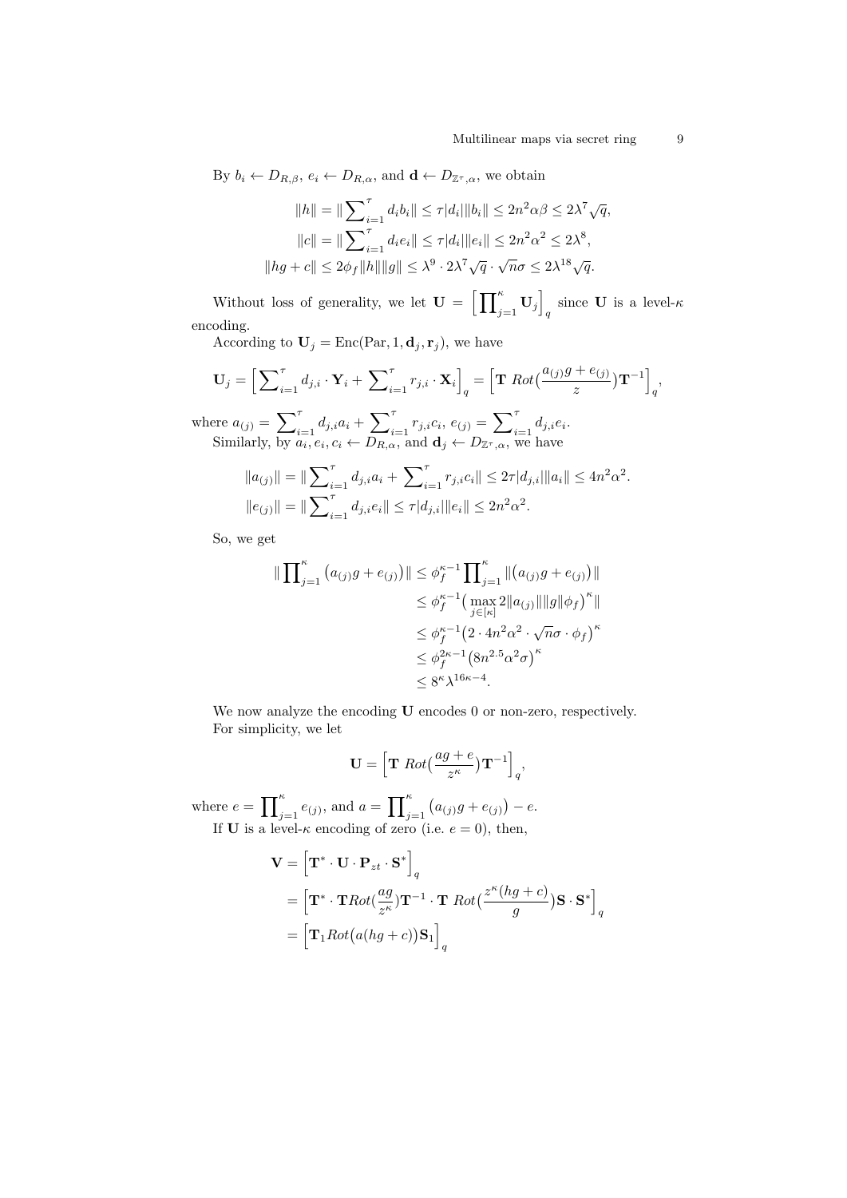By $b_i \leftarrow D_{R,\beta}$, $e_i \leftarrow D_{R,\alpha}$, and $\mathbf{d} \leftarrow D_{\mathbb{Z}^\tau,\alpha}$, we obtain

$$\|h\| = \|\sum_{i=1}^{\tau} d_i b_i\| \leq \tau |d_i| \|b_i\| \leq 2n^2 \alpha\beta \leq 2\lambda^7 \sqrt{q},$$
$$\|c\| = \|\sum_{i=1}^{\tau} d_i e_i\| \leq \tau |d_i| \|e_i\| \leq 2n^2 \alpha^2 \leq 2\lambda^8,$$
$$\|hg + c\| \leq 2\phi_f \|h\| \|g\| \leq \lambda^9 \cdot 2\lambda^7 \sqrt{q} \cdot \sqrt{n}\sigma \leq 2\lambda^{18}\sqrt{q}.$$

Without loss of generality, we let $\mathbf{U} = \left[\prod_{j=1}^{\kappa} \mathbf{U}_j\right]_q$ since $\mathbf{U}$ is a level-$\kappa$ encoding.

According to $\mathbf{U}_j = \mathrm{Enc}(\mathrm{Par}, 1, \mathbf{d}_j, \mathbf{r}_j)$, we have

$$\mathbf{U}_j = \left[\sum_{i=1}^{\tau} d_{j,i} \cdot \mathbf{Y}_i + \sum_{i=1}^{\tau} r_{j,i} \cdot \mathbf{X}_i\right]_q = \left[\mathbf{T}\ Rot\big(\frac{a_{(j)}g + e_{(j)}}{z}\big)\mathbf{T}^{-1}\right]_q,$$

where $a_{(j)} = \sum_{i=1}^{\tau} d_{j,i} a_i + \sum_{i=1}^{\tau} r_{j,i} c_i$, $e_{(j)} = \sum_{i=1}^{\tau} d_{j,i} e_i$.

Similarly, by $a_i, e_i, c_i \leftarrow D_{R,\alpha}$, and $\mathbf{d}_j \leftarrow D_{\mathbb{Z}^\tau,\alpha}$, we have

$$\|a_{(j)}\| = \|\sum_{i=1}^{\tau} d_{j,i} a_i + \sum_{i=1}^{\tau} r_{j,i} c_i\| \leq 2\tau |d_{j,i}| \|a_i\| \leq 4n^2\alpha^2.$$
$$\|e_{(j)}\| = \|\sum_{i=1}^{\tau} d_{j,i} e_i\| \leq \tau |d_{j,i}| \|e_i\| \leq 2n^2\alpha^2.$$

So, we get

$$\begin{aligned}
\|\prod_{j=1}^{\kappa} \big(a_{(j)}g + e_{(j)}\big)\| &\leq \phi_f^{\kappa-1} \prod_{j=1}^{\kappa} \|\big(a_{(j)}g + e_{(j)}\big)\| \\
&\leq \phi_f^{\kappa-1} \big(\max_{j\in[\kappa]} 2\|a_{(j)}\|\|g\|\phi_f\big)^{\kappa}\| \\
&\leq \phi_f^{\kappa-1} \big(2 \cdot 4n^2\alpha^2 \cdot \sqrt{n}\sigma \cdot \phi_f\big)^{\kappa} \\
&\leq \phi_f^{2\kappa-1} \big(8n^{2.5}\alpha^2\sigma\big)^{\kappa} \\
&\leq 8^{\kappa}\lambda^{16\kappa-4}.
\end{aligned}$$

We now analyze the encoding $\mathbf{U}$ encodes 0 or non-zero, respectively.

For simplicity, we let

$$\mathbf{U} = \left[\mathbf{T}\ Rot\big(\frac{ag + e}{z^{\kappa}}\big)\mathbf{T}^{-1}\right]_q,$$

where $e = \prod_{j=1}^{\kappa} e_{(j)}$, and $a = \prod_{j=1}^{\kappa} \big(a_{(j)}g + e_{(j)}\big) - e$.

If $\mathbf{U}$ is a level-$\kappa$ encoding of zero (i.e. $e = 0$), then,

$$\begin{aligned}
\mathbf{V} &= \left[\mathbf{T}^* \cdot \mathbf{U} \cdot \mathbf{P}_{zt} \cdot \mathbf{S}^*\right]_q \\
&= \left[\mathbf{T}^* \cdot \mathbf{T} Rot\big(\frac{ag}{z^{\kappa}}\big)\mathbf{T}^{-1} \cdot \mathbf{T}\ Rot\big(\frac{z^{\kappa}(hg + c)}{g}\big)\mathbf{S} \cdot \mathbf{S}^*\right]_q \\
&= \left[\mathbf{T}_1 Rot\big(a(hg + c)\big)\mathbf{S}_1\right]_q
\end{aligned}$$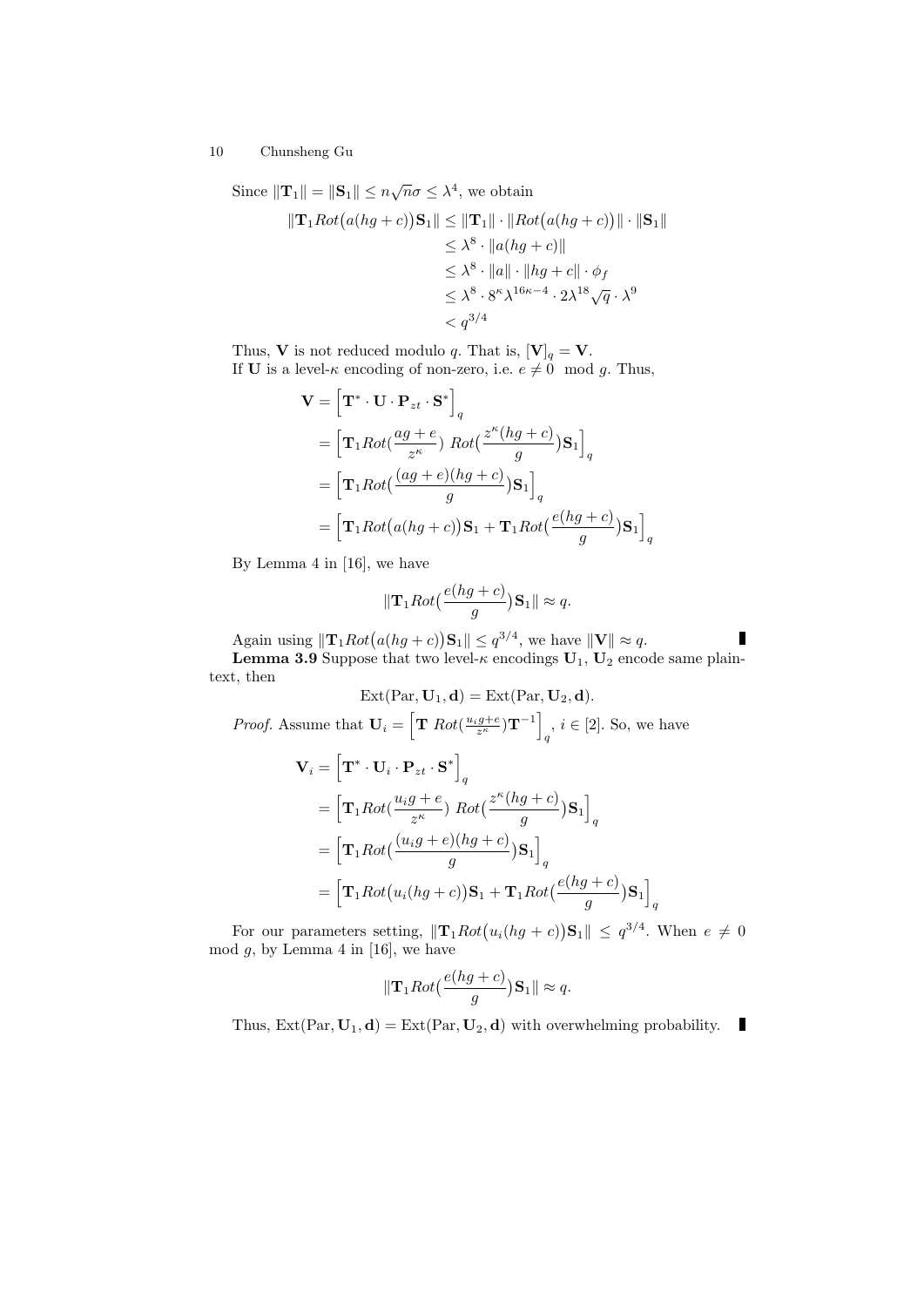Since $\|\mathbf{T}_1\| = \|\mathbf{S}_1\| \leq n\sqrt{n}\sigma \leq \lambda^4$, we obtain

$$
\begin{aligned}
\|\mathbf{T}_1 Rot\big(a(hg+c)\big)\mathbf{S}_1\| &\leq \|\mathbf{T}_1\| \cdot \|Rot\big(a(hg+c)\big)\| \cdot \|\mathbf{S}_1\| \\
&\leq \lambda^8 \cdot \|a(hg+c)\| \\
&\leq \lambda^8 \cdot \|a\| \cdot \|hg+c\| \cdot \phi_f \\
&\leq \lambda^8 \cdot 8^\kappa \lambda^{16\kappa-4} \cdot 2\lambda^{18}\sqrt{q} \cdot \lambda^9 \\
&< q^{3/4}
\end{aligned}
$$

Thus, $\mathbf{V}$ is not reduced modulo $q$. That is, $[\mathbf{V}]_q = \mathbf{V}$.

If $\mathbf{U}$ is a level-$\kappa$ encoding of non-zero, i.e. $e \neq 0 \mod g$. Thus,

$$
\begin{aligned}
\mathbf{V} &= \Big[\mathbf{T}^* \cdot \mathbf{U} \cdot \mathbf{P}_{zt} \cdot \mathbf{S}^*\Big]_q \\
&= \Big[\mathbf{T}_1 Rot\big(\frac{ag+e}{z^\kappa}\big)\ Rot\big(\frac{z^\kappa(hg+c)}{g}\big)\mathbf{S}_1\Big]_q \\
&= \Big[\mathbf{T}_1 Rot\big(\frac{(ag+e)(hg+c)}{g}\big)\mathbf{S}_1\Big]_q \\
&= \Big[\mathbf{T}_1 Rot\big(a(hg+c)\big)\mathbf{S}_1 + \mathbf{T}_1 Rot\big(\frac{e(hg+c)}{g}\big)\mathbf{S}_1\Big]_q
\end{aligned}
$$

By Lemma 4 in [16], we have

$$
\|\mathbf{T}_1 Rot\big(\frac{e(hg+c)}{g}\big)\mathbf{S}_1\| \approx q.
$$

Again using $\|\mathbf{T}_1 Rot\big(a(hg+c)\big)\mathbf{S}_1\| \leq q^{3/4}$, we have $\|\mathbf{V}\| \approx q$. ∎

**Lemma 3.9** Suppose that two level-$\kappa$ encodings $\mathbf{U}_1$, $\mathbf{U}_2$ encode same plaintext, then

$$
\mathrm{Ext}(\mathrm{Par}, \mathbf{U}_1, \mathbf{d}) = \mathrm{Ext}(\mathrm{Par}, \mathbf{U}_2, \mathbf{d}).
$$

*Proof.* Assume that $\mathbf{U}_i = \Big[\mathbf{T}\ Rot(\frac{u_i g+e}{z^\kappa})\mathbf{T}^{-1}\Big]_q$, $i \in [2]$. So, we have

$$
\begin{aligned}
\mathbf{V}_i &= \Big[\mathbf{T}^* \cdot \mathbf{U}_i \cdot \mathbf{P}_{zt} \cdot \mathbf{S}^*\Big]_q \\
&= \Big[\mathbf{T}_1 Rot\big(\frac{u_i g+e}{z^\kappa}\big)\ Rot\big(\frac{z^\kappa(hg+c)}{g}\big)\mathbf{S}_1\Big]_q \\
&= \Big[\mathbf{T}_1 Rot\big(\frac{(u_i g+e)(hg+c)}{g}\big)\mathbf{S}_1\Big]_q \\
&= \Big[\mathbf{T}_1 Rot\big(u_i(hg+c)\big)\mathbf{S}_1 + \mathbf{T}_1 Rot\big(\frac{e(hg+c)}{g}\big)\mathbf{S}_1\Big]_q
\end{aligned}
$$

For our parameters setting, $\|\mathbf{T}_1 Rot\big(u_i(hg+c)\big)\mathbf{S}_1\| \leq q^{3/4}$. When $e \neq 0 \mod g$, by Lemma 4 in [16], we have

$$
\|\mathbf{T}_1 Rot\big(\frac{e(hg+c)}{g}\big)\mathbf{S}_1\| \approx q.
$$

Thus, $\mathrm{Ext}(\mathrm{Par}, \mathbf{U}_1, \mathbf{d}) = \mathrm{Ext}(\mathrm{Par}, \mathbf{U}_2, \mathbf{d})$ with overwhelming probability. ∎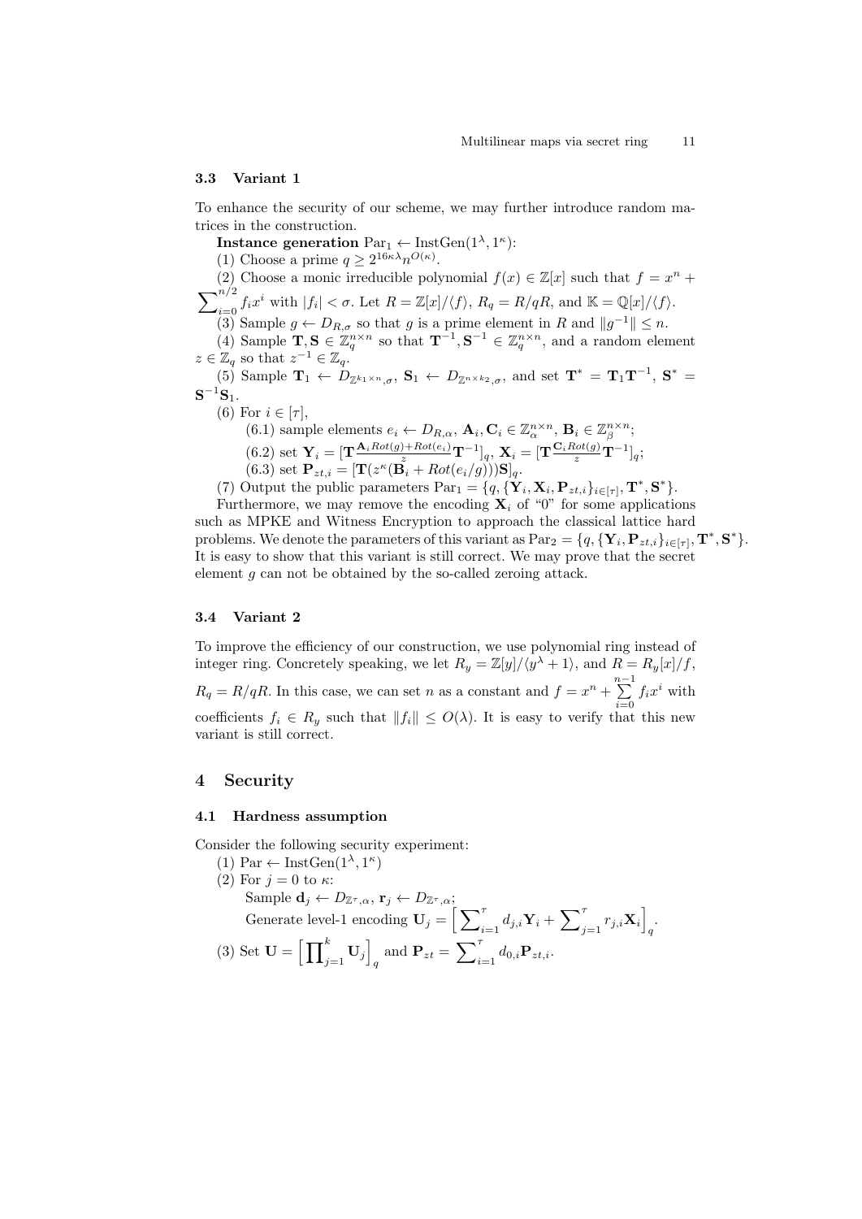### 3.3 Variant 1

To enhance the security of our scheme, we may further introduce random matrices in the construction.

**Instance generation** $\text{Par}_1 \leftarrow \text{InstGen}(1^\lambda, 1^\kappa)$:

(1) Choose a prime $q \geq 2^{16\kappa\lambda} n^{O(\kappa)}$.

(2) Choose a monic irreducible polynomial $f(x) \in \mathbb{Z}[x]$ such that $f = x^n + \sum_{i=0}^{n/2} f_i x^i$ with $|f_i| < \sigma$. Let $R = \mathbb{Z}[x]/\langle f \rangle$, $R_q = R/qR$, and $\mathbb{K} = \mathbb{Q}[x]/\langle f \rangle$.

(3) Sample $g \leftarrow D_{R,\sigma}$ so that $g$ is a prime element in $R$ and $\|g^{-1}\| \leq n$.

(4) Sample $\mathbf{T}, \mathbf{S} \in \mathbb{Z}_q^{n \times n}$ so that $\mathbf{T}^{-1}, \mathbf{S}^{-1} \in \mathbb{Z}_q^{n \times n}$, and a random element $z \in \mathbb{Z}_q$ so that $z^{-1} \in \mathbb{Z}_q$.

(5) Sample $\mathbf{T}_1 \leftarrow D_{\mathbb{Z}^{k_1 \times n},\sigma}$, $\mathbf{S}_1 \leftarrow D_{\mathbb{Z}^{n \times k_2},\sigma}$, and set $\mathbf{T}^* = \mathbf{T}_1 \mathbf{T}^{-1}$, $\mathbf{S}^* = \mathbf{S}^{-1} \mathbf{S}_1$.

(6) For $i \in [\tau]$,

(6.1) sample elements $e_i \leftarrow D_{R,\alpha}$, $\mathbf{A}_i, \mathbf{C}_i \in \mathbb{Z}_\alpha^{n \times n}$, $\mathbf{B}_i \in \mathbb{Z}_\beta^{n \times n}$;

(6.2) set $\mathbf{Y}_i = [\mathbf{T} \frac{\mathbf{A}_i Rot(g) + Rot(e_i)}{z} \mathbf{T}^{-1}]_q$, $\mathbf{X}_i = [\mathbf{T} \frac{\mathbf{C}_i Rot(g)}{z} \mathbf{T}^{-1}]_q$;

(6.3) set $\mathbf{P}_{zt,i} = [\mathbf{T}(z^\kappa (\mathbf{B}_i + Rot(e_i/g)))\mathbf{S}]_q$.

(7) Output the public parameters $\text{Par}_1 = \{q, \{\mathbf{Y}_i, \mathbf{X}_i, \mathbf{P}_{zt,i}\}_{i \in [\tau]}, \mathbf{T}^*, \mathbf{S}^*\}$.

Furthermore, we may remove the encoding $\mathbf{X}_i$ of "0" for some applications such as MPKE and Witness Encryption to approach the classical lattice hard problems. We denote the parameters of this variant as $\text{Par}_2 = \{q, \{\mathbf{Y}_i, \mathbf{P}_{zt,i}\}_{i \in [\tau]}, \mathbf{T}^*, \mathbf{S}^*\}$. It is easy to show that this variant is still correct. We may prove that the secret element $g$ can not be obtained by the so-called zeroing attack.

### 3.4 Variant 2

To improve the efficiency of our construction, we use polynomial ring instead of integer ring. Concretely speaking, we let $R_y = \mathbb{Z}[y]/\langle y^\lambda + 1 \rangle$, and $R = R_y[x]/f$, $R_q = R/qR$. In this case, we can set $n$ as a constant and $f = x^n + \sum_{i=0}^{n-1} f_i x^i$ with coefficients $f_i \in R_y$ such that $\|f_i\| \leq O(\lambda)$. It is easy to verify that this new variant is still correct.

## 4 Security

### 4.1 Hardness assumption

Consider the following security experiment:

(1) $\text{Par} \leftarrow \text{InstGen}(1^\lambda, 1^\kappa)$

(2) For $j = 0$ to $\kappa$:

Sample $\mathbf{d}_j \leftarrow D_{\mathbb{Z}^\tau,\alpha}$, $\mathbf{r}_j \leftarrow D_{\mathbb{Z}^\tau,\alpha}$;

Generate level-1 encoding $\mathbf{U}_j = \left[ \sum_{i=1}^{\tau} d_{j,i} \mathbf{Y}_i + \sum_{j=1}^{\tau} r_{j,i} \mathbf{X}_i \right]_q$.

(3) Set $\mathbf{U} = \left[ \prod_{j=1}^{k} \mathbf{U}_j \right]_q$ and $\mathbf{P}_{zt} = \sum_{i=1}^{\tau} d_{0,i} \mathbf{P}_{zt,i}$.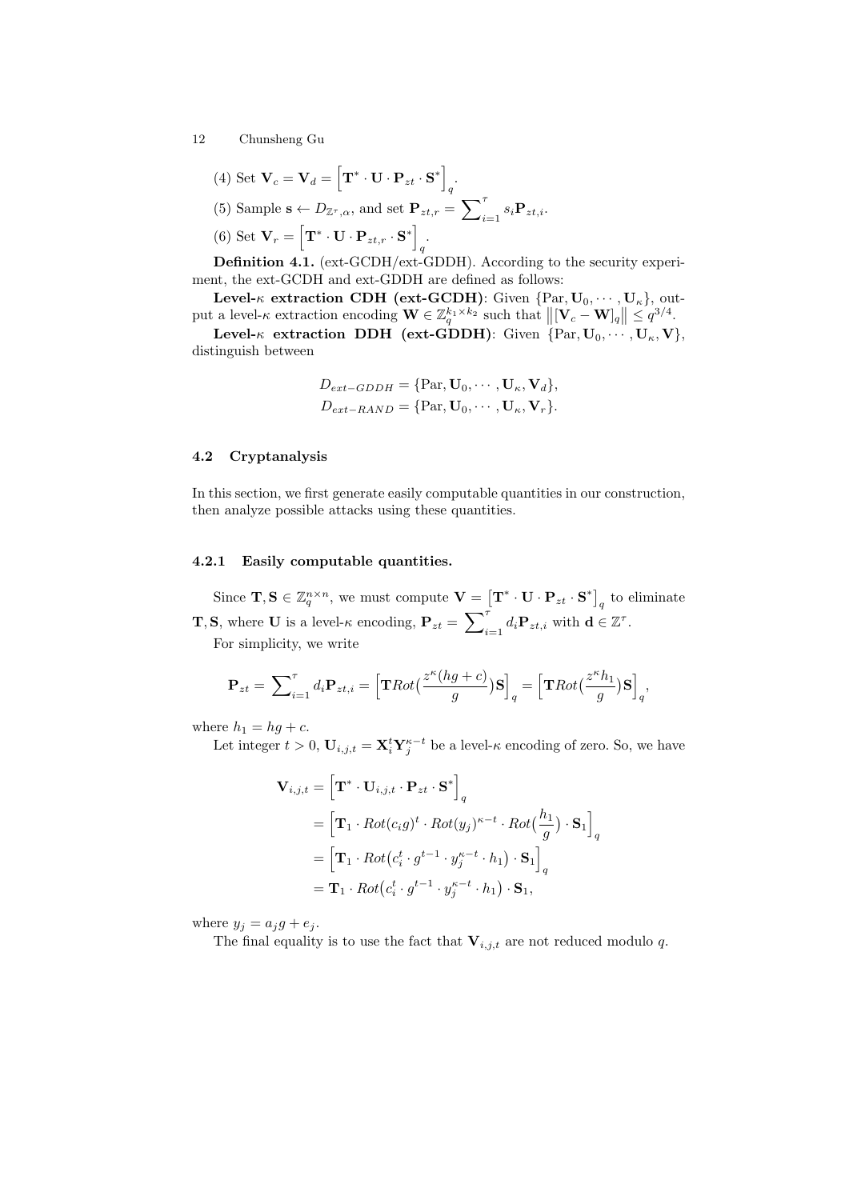(4) Set $\mathbf{V}_c = \mathbf{V}_d = \left[\mathbf{T}^* \cdot \mathbf{U} \cdot \mathbf{P}_{zt} \cdot \mathbf{S}^*\right]_q$.

(5) Sample $\mathbf{s} \leftarrow D_{\mathbb{Z}^\tau,\alpha}$, and set $\mathbf{P}_{zt,r} = \sum_{i=1}^{\tau} s_i \mathbf{P}_{zt,i}$.

(6) Set $\mathbf{V}_r = \left[\mathbf{T}^* \cdot \mathbf{U} \cdot \mathbf{P}_{zt,r} \cdot \mathbf{S}^*\right]_q$.

**Definition 4.1.** (ext-GCDH/ext-GDDH). According to the security experiment, the ext-GCDH and ext-GDDH are defined as follows:

**Level-$\kappa$ extraction CDH (ext-GCDH)**: Given $\{\text{Par}, \mathbf{U}_0, \cdots, \mathbf{U}_\kappa\}$, output a level-$\kappa$ extraction encoding $\mathbf{W} \in \mathbb{Z}_q^{k_1 \times k_2}$ such that $\left\|[\mathbf{V}_c - \mathbf{W}]_q\right\| \leq q^{3/4}$.

**Level-$\kappa$ extraction DDH (ext-GDDH)**: Given $\{\text{Par}, \mathbf{U}_0, \cdots, \mathbf{U}_\kappa, \mathbf{V}\}$, distinguish between

$$D_{ext-GDDH} = \{\text{Par}, \mathbf{U}_0, \cdots, \mathbf{U}_\kappa, \mathbf{V}_d\},$$
$$D_{ext-RAND} = \{\text{Par}, \mathbf{U}_0, \cdots, \mathbf{U}_\kappa, \mathbf{V}_r\}.$$

### 4.2 Cryptanalysis

In this section, we first generate easily computable quantities in our construction, then analyze possible attacks using these quantities.

#### 4.2.1 Easily computable quantities.

Since $\mathbf{T}, \mathbf{S} \in \mathbb{Z}_q^{n \times n}$, we must compute $\mathbf{V} = \left[\mathbf{T}^* \cdot \mathbf{U} \cdot \mathbf{P}_{zt} \cdot \mathbf{S}^*\right]_q$ to eliminate $\mathbf{T}, \mathbf{S}$, where $\mathbf{U}$ is a level-$\kappa$ encoding, $\mathbf{P}_{zt} = \sum_{i=1}^{\tau} d_i \mathbf{P}_{zt,i}$ with $\mathbf{d} \in \mathbb{Z}^\tau$.

For simplicity, we write

$$\mathbf{P}_{zt} = \sum_{i=1}^{\tau} d_i \mathbf{P}_{zt,i} = \left[\mathbf{T} Rot\big(\frac{z^\kappa (hg + c)}{g}\big)\mathbf{S}\right]_q = \left[\mathbf{T} Rot\big(\frac{z^\kappa h_1}{g}\big)\mathbf{S}\right]_q,$$

where $h_1 = hg + c$.

Let integer $t > 0$, $\mathbf{U}_{i,j,t} = \mathbf{X}_i^t \mathbf{Y}_j^{\kappa - t}$ be a level-$\kappa$ encoding of zero. So, we have

$$\begin{aligned}
\mathbf{V}_{i,j,t} &= \left[\mathbf{T}^* \cdot \mathbf{U}_{i,j,t} \cdot \mathbf{P}_{zt} \cdot \mathbf{S}^*\right]_q \\
&= \left[\mathbf{T}_1 \cdot Rot(c_i g)^t \cdot Rot(y_j)^{\kappa - t} \cdot Rot\big(\frac{h_1}{g}\big) \cdot \mathbf{S}_1\right]_q \\
&= \left[\mathbf{T}_1 \cdot Rot\big(c_i^t \cdot g^{t-1} \cdot y_j^{\kappa - t} \cdot h_1\big) \cdot \mathbf{S}_1\right]_q \\
&= \mathbf{T}_1 \cdot Rot\big(c_i^t \cdot g^{t-1} \cdot y_j^{\kappa - t} \cdot h_1\big) \cdot \mathbf{S}_1,
\end{aligned}$$

where $y_j = a_j g + e_j$.

The final equality is to use the fact that $\mathbf{V}_{i,j,t}$ are not reduced modulo $q$.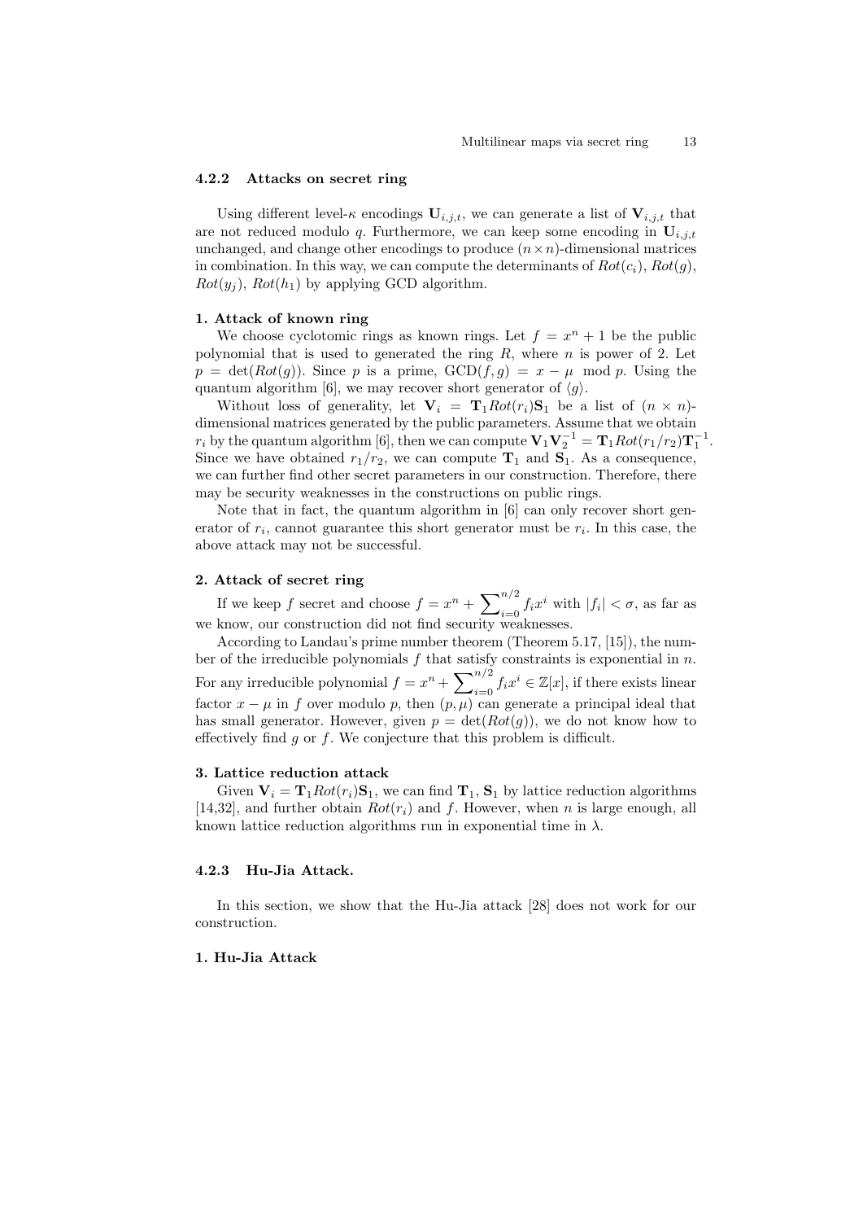#### 4.2.2 Attacks on secret ring

Using different level-$\kappa$ encodings $\mathbf{U}_{i,j,t}$, we can generate a list of $\mathbf{V}_{i,j,t}$ that are not reduced modulo $q$. Furthermore, we can keep some encoding in $\mathbf{U}_{i,j,t}$ unchanged, and change other encodings to produce $(n \times n)$-dimensional matrices in combination. In this way, we can compute the determinants of $Rot(c_i)$, $Rot(g)$, $Rot(y_j)$, $Rot(h_1)$ by applying GCD algorithm.

**1. Attack of known ring**

We choose cyclotomic rings as known rings. Let $f = x^n + 1$ be the public polynomial that is used to generated the ring $R$, where $n$ is power of 2. Let $p = \det(Rot(g))$. Since $p$ is a prime, $\mathrm{GCD}(f, g) = x - \mu \mod p$. Using the quantum algorithm [6], we may recover short generator of $\langle g \rangle$.

Without loss of generality, let $\mathbf{V}_i = \mathbf{T}_1 Rot(r_i) \mathbf{S}_1$ be a list of $(n \times n)$-dimensional matrices generated by the public parameters. Assume that we obtain $r_i$ by the quantum algorithm [6], then we can compute $\mathbf{V}_1 \mathbf{V}_2^{-1} = \mathbf{T}_1 Rot(r_1/r_2) \mathbf{T}_1^{-1}$. Since we have obtained $r_1/r_2$, we can compute $\mathbf{T}_1$ and $\mathbf{S}_1$. As a consequence, we can further find other secret parameters in our construction. Therefore, there may be security weaknesses in the constructions on public rings.

Note that in fact, the quantum algorithm in [6] can only recover short generator of $r_i$, cannot guarantee this short generator must be $r_i$. In this case, the above attack may not be successful.

**2. Attack of secret ring**

If we keep $f$ secret and choose $f = x^n + \sum_{i=0}^{n/2} f_i x^i$ with $|f_i| < \sigma$, as far as we know, our construction did not find security weaknesses.

According to Landau's prime number theorem (Theorem 5.17, [15]), the number of the irreducible polynomials $f$ that satisfy constraints is exponential in $n$. For any irreducible polynomial $f = x^n + \sum_{i=0}^{n/2} f_i x^i \in \mathbb{Z}[x]$, if there exists linear factor $x - \mu$ in $f$ over modulo $p$, then $(p, \mu)$ can generate a principal ideal that has small generator. However, given $p = \det(Rot(g))$, we do not know how to effectively find $g$ or $f$. We conjecture that this problem is difficult.

**3. Lattice reduction attack**

Given $\mathbf{V}_i = \mathbf{T}_1 Rot(r_i) \mathbf{S}_1$, we can find $\mathbf{T}_1$, $\mathbf{S}_1$ by lattice reduction algorithms [14,32], and further obtain $Rot(r_i)$ and $f$. However, when $n$ is large enough, all known lattice reduction algorithms run in exponential time in $\lambda$.

#### 4.2.3 Hu-Jia Attack.

In this section, we show that the Hu-Jia attack [28] does not work for our construction.

**1. Hu-Jia Attack**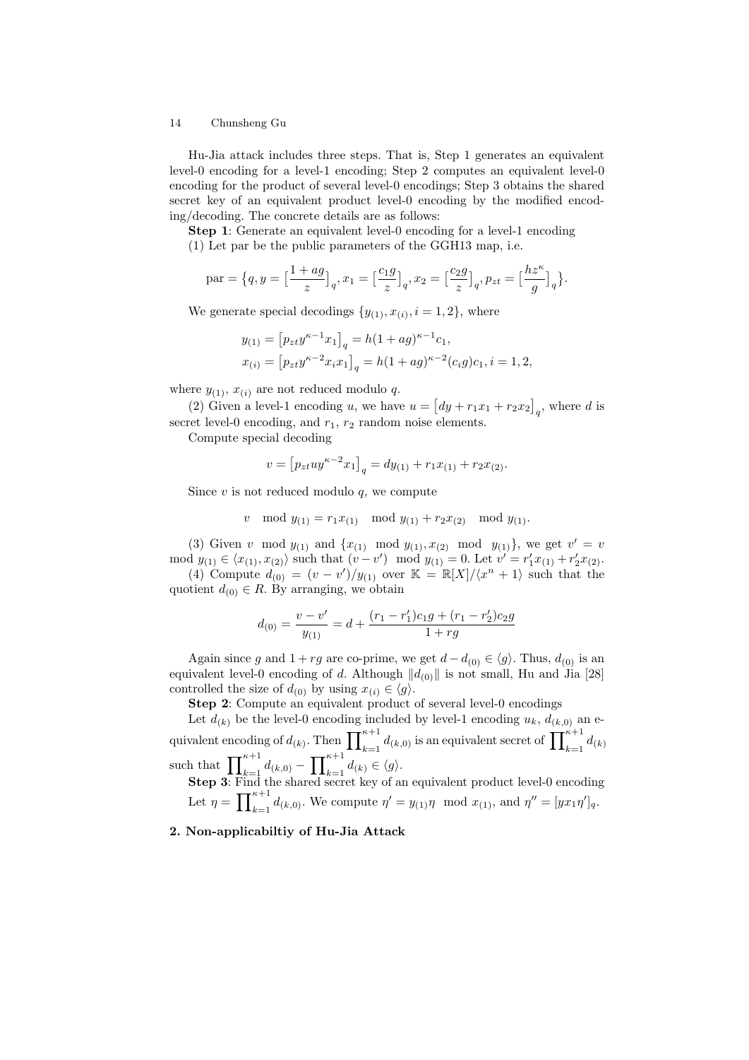Hu-Jia attack includes three steps. That is, Step 1 generates an equivalent level-0 encoding for a level-1 encoding; Step 2 computes an equivalent level-0 encoding for the product of several level-0 encodings; Step 3 obtains the shared secret key of an equivalent product level-0 encoding by the modified encoding/decoding. The concrete details are as follows:

**Step 1**: Generate an equivalent level-0 encoding for a level-1 encoding

(1) Let par be the public parameters of the GGH13 map, i.e.

$$\text{par} = \left\{q, y = \left[\frac{1+ag}{z}\right]_q, x_1 = \left[\frac{c_1 g}{z}\right]_q, x_2 = \left[\frac{c_2 g}{z}\right]_q, p_{zt} = \left[\frac{hz^\kappa}{g}\right]_q\right\}.$$

We generate special decodings $\{y_{(1)}, x_{(i)}, i = 1, 2\}$, where

$$y_{(1)} = \left[p_{zt} y^{\kappa-1} x_1\right]_q = h(1+ag)^{\kappa-1} c_1,$$
$$x_{(i)} = \left[p_{zt} y^{\kappa-2} x_i x_1\right]_q = h(1+ag)^{\kappa-2} (c_i g) c_1, i = 1, 2,$$

where $y_{(1)}$, $x_{(i)}$ are not reduced modulo $q$.

(2) Given a level-1 encoding $u$, we have $u = \left[dy + r_1 x_1 + r_2 x_2\right]_q$, where $d$ is secret level-0 encoding, and $r_1$, $r_2$ random noise elements.

Compute special decoding

$$v = \left[p_{zt} u y^{\kappa-2} x_1\right]_q = dy_{(1)} + r_1 x_{(1)} + r_2 x_{(2)}.$$

Since $v$ is not reduced modulo $q$, we compute

$$v \mod y_{(1)} = r_1 x_{(1)} \mod y_{(1)} + r_2 x_{(2)} \mod y_{(1)}.$$

(3) Given $v \mod y_{(1)}$ and $\{x_{(1)} \mod y_{(1)}, x_{(2)} \mod y_{(1)}\}$, we get $v' = v \mod y_{(1)} \in \langle x_{(1)}, x_{(2)} \rangle$ such that $(v - v') \mod y_{(1)} = 0$. Let $v' = r_1' x_{(1)} + r_2' x_{(2)}$.

(4) Compute $d_{(0)} = (v - v')/y_{(1)}$ over $\mathbb{K} = \mathbb{R}[X]/\langle x^n + 1 \rangle$ such that the quotient $d_{(0)} \in R$. By arranging, we obtain

$$d_{(0)} = \frac{v - v'}{y_{(1)}} = d + \frac{(r_1 - r_1')c_1 g + (r_1 - r_2')c_2 g}{1 + rg}$$

Again since $g$ and $1 + rg$ are co-prime, we get $d - d_{(0)} \in \langle g \rangle$. Thus, $d_{(0)}$ is an equivalent level-0 encoding of $d$. Although $\|d_{(0)}\|$ is not small, Hu and Jia [28] controlled the size of $d_{(0)}$ by using $x_{(i)} \in \langle g \rangle$.

**Step 2**: Compute an equivalent product of several level-0 encodings

Let $d_{(k)}$ be the level-0 encoding included by level-1 encoding $u_k$, $d_{(k,0)}$ an equivalent encoding of $d_{(k)}$. Then $\prod_{k=1}^{\kappa+1} d_{(k,0)}$ is an equivalent secret of $\prod_{k=1}^{\kappa+1} d_{(k)}$ such that $\prod_{k=1}^{\kappa+1} d_{(k,0)} - \prod_{k=1}^{\kappa+1} d_{(k)} \in \langle g \rangle$.

**Step 3**: Find the shared secret key of an equivalent product level-0 encoding

Let $\eta = \prod_{k=1}^{\kappa+1} d_{(k,0)}$. We compute $\eta' = y_{(1)} \eta \mod x_{(1)}$, and $\eta'' = [y x_1 \eta']_q$.

**2. Non-applicabiltiy of Hu-Jia Attack**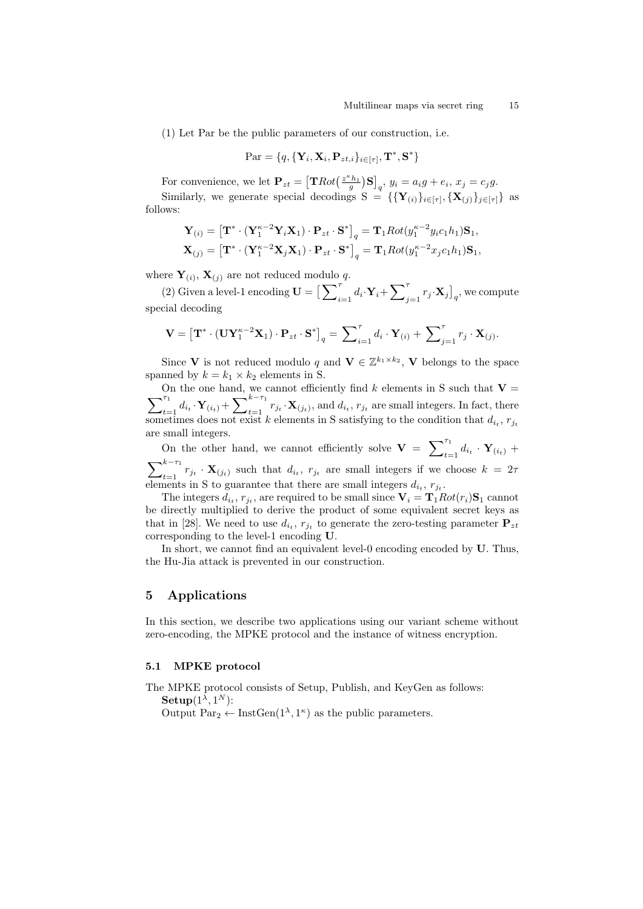(1) Let Par be the public parameters of our construction, i.e.

$$\text{Par} = \{q, \{\mathbf{Y}_i, \mathbf{X}_i, \mathbf{P}_{zt,i}\}_{i\in[\tau]}, \mathbf{T}^*, \mathbf{S}^*\}$$

For convenience, we let $\mathbf{P}_{zt} = \left[\mathbf{T}Rot\left(\frac{z^\kappa h_1}{g}\right)\mathbf{S}\right]_q$, $y_i = a_i g + e_i$, $x_j = c_j g$.

Similarly, we generate special decodings $\text{S} = \{\{\mathbf{Y}_{(i)}\}_{i\in[\tau]}, \{\mathbf{X}_{(j)}\}_{j\in[\tau]}\}$ as follows:

$$\mathbf{Y}_{(i)} = \left[\mathbf{T}^* \cdot (\mathbf{Y}_1^{\kappa-2}\mathbf{Y}_i\mathbf{X}_1) \cdot \mathbf{P}_{zt} \cdot \mathbf{S}^*\right]_q = \mathbf{T}_1 Rot(y_1^{\kappa-2} y_i c_1 h_1)\mathbf{S}_1,$$
$$\mathbf{X}_{(j)} = \left[\mathbf{T}^* \cdot (\mathbf{Y}_1^{\kappa-2}\mathbf{X}_j\mathbf{X}_1) \cdot \mathbf{P}_{zt} \cdot \mathbf{S}^*\right]_q = \mathbf{T}_1 Rot(y_1^{\kappa-2} x_j c_1 h_1)\mathbf{S}_1,$$

where $\mathbf{Y}_{(i)}$, $\mathbf{X}_{(j)}$ are not reduced modulo $q$.

(2) Given a level-1 encoding $\mathbf{U} = \left[\sum_{i=1}^{\tau} d_i \cdot \mathbf{Y}_i + \sum_{j=1}^{\tau} r_j \cdot \mathbf{X}_j\right]_q$, we compute special decoding

$$\mathbf{V} = \left[\mathbf{T}^* \cdot (\mathbf{U}\mathbf{Y}_1^{\kappa-2}\mathbf{X}_1) \cdot \mathbf{P}_{zt} \cdot \mathbf{S}^*\right]_q = \sum_{i=1}^{\tau} d_i \cdot \mathbf{Y}_{(i)} + \sum_{j=1}^{\tau} r_j \cdot \mathbf{X}_{(j)}.$$

Since $\mathbf{V}$ is not reduced modulo $q$ and $\mathbf{V} \in \mathbb{Z}^{k_1\times k_2}$, $\mathbf{V}$ belongs to the space spanned by $k = k_1 \times k_2$ elements in S.

On the one hand, we cannot efficiently find $k$ elements in S such that $\mathbf{V} = \sum_{t=1}^{\tau_1} d_{i_t} \cdot \mathbf{Y}_{(i_t)} + \sum_{t=1}^{k-\tau_1} r_{j_t} \cdot \mathbf{X}_{(j_t)}$, and $d_{i_t}$, $r_{j_t}$ are small integers. In fact, there sometimes does not exist $k$ elements in S satisfying to the condition that $d_{i_t}$, $r_{j_t}$ are small integers.

On the other hand, we cannot efficiently solve $\mathbf{V} = \sum_{t=1}^{\tau_1} d_{i_t} \cdot \mathbf{Y}_{(i_t)} + \sum_{t=1}^{k-\tau_1} r_{j_t} \cdot \mathbf{X}_{(j_t)}$ such that $d_{i_t}$, $r_{j_t}$ are small integers if we choose $k = 2\tau$ elements in S to guarantee that there are small integers $d_{i_t}$, $r_{j_t}$.

The integers $d_{i_t}$, $r_{j_t}$, are required to be small since $\mathbf{V}_i = \mathbf{T}_1 Rot(r_i)\mathbf{S}_1$ cannot be directly multiplied to derive the product of some equivalent secret keys as that in [28]. We need to use $d_{i_t}$, $r_{j_t}$ to generate the zero-testing parameter $\mathbf{P}_{zt}$ corresponding to the level-1 encoding $\mathbf{U}$.

In short, we cannot find an equivalent level-0 encoding encoded by $\mathbf{U}$. Thus, the Hu-Jia attack is prevented in our construction.

## 5 Applications

In this section, we describe two applications using our variant scheme without zero-encoding, the MPKE protocol and the instance of witness encryption.

### 5.1 MPKE protocol

The MPKE protocol consists of Setup, Publish, and KeyGen as follows:

**Setup**$(1^\lambda, 1^N)$:

Output $\text{Par}_2 \leftarrow \text{InstGen}(1^\lambda, 1^\kappa)$ as the public parameters.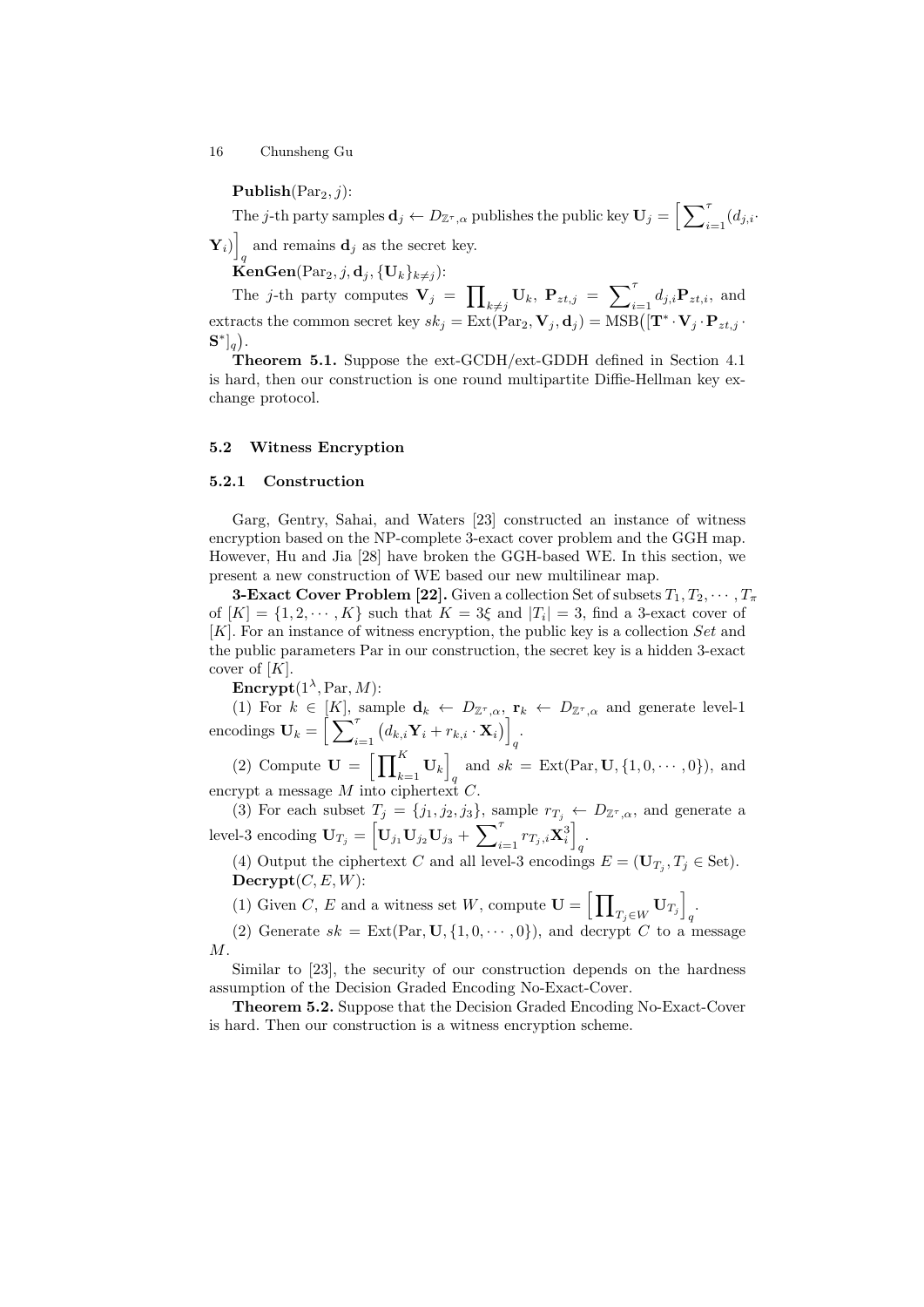**Publish**$(\text{Par}_2, j)$:

The $j$-th party samples $\mathbf{d}_j \leftarrow D_{\mathbb{Z}^\tau,\alpha}$ publishes the public key $\mathbf{U}_j = \left[\sum_{i=1}^{\tau}(d_{j,i} \cdot \mathbf{Y}_i)\right]_q$ and remains $\mathbf{d}_j$ as the secret key.

**KenGen**$(\text{Par}_2, j, \mathbf{d}_j, \{\mathbf{U}_k\}_{k\neq j})$:

The $j$-th party computes $\mathbf{V}_j = \prod_{k\neq j} \mathbf{U}_k$, $\mathbf{P}_{zt,j} = \sum_{i=1}^{\tau} d_{j,i}\mathbf{P}_{zt,i}$, and extracts the common secret key $sk_j = \text{Ext}(\text{Par}_2, \mathbf{V}_j, \mathbf{d}_j) = \text{MSB}\big([\mathbf{T}^* \cdot \mathbf{V}_j \cdot \mathbf{P}_{zt,j} \cdot \mathbf{S}^*]_q\big)$.

**Theorem 5.1.** Suppose the ext-GCDH/ext-GDDH defined in Section 4.1 is hard, then our construction is one round multipartite Diffie-Hellman key exchange protocol.

### 5.2 Witness Encryption

#### 5.2.1 Construction

Garg, Gentry, Sahai, and Waters [23] constructed an instance of witness encryption based on the NP-complete 3-exact cover problem and the GGH map. However, Hu and Jia [28] have broken the GGH-based WE. In this section, we present a new construction of WE based our new multilinear map.

**3-Exact Cover Problem [22].** Given a collection Set of subsets $T_1, T_2, \cdots, T_\pi$ of $[K] = \{1, 2, \cdots, K\}$ such that $K = 3\xi$ and $|T_i| = 3$, find a 3-exact cover of $[K]$. For an instance of witness encryption, the public key is a collection $Set$ and the public parameters Par in our construction, the secret key is a hidden 3-exact cover of $[K]$.

**Encrypt**$(1^\lambda, \text{Par}, M)$:

(1) For $k \in [K]$, sample $\mathbf{d}_k \leftarrow D_{\mathbb{Z}^\tau,\alpha}$, $\mathbf{r}_k \leftarrow D_{\mathbb{Z}^\tau,\alpha}$ and generate level-1 encodings $\mathbf{U}_k = \left[\sum_{i=1}^{\tau}\left(d_{k,i}\mathbf{Y}_i + r_{k,i} \cdot \mathbf{X}_i\right)\right]_q$.

(2) Compute $\mathbf{U} = \left[\prod_{k=1}^{K} \mathbf{U}_k\right]_q$ and $sk = \text{Ext}(\text{Par}, \mathbf{U}, \{1, 0, \cdots, 0\})$, and encrypt a message $M$ into ciphertext $C$.

(3) For each subset $T_j = \{j_1, j_2, j_3\}$, sample $r_{T_j} \leftarrow D_{\mathbb{Z}^\tau,\alpha}$, and generate a level-3 encoding $\mathbf{U}_{T_j} = \left[\mathbf{U}_{j_1}\mathbf{U}_{j_2}\mathbf{U}_{j_3} + \sum_{i=1}^{\tau} r_{T_j,i}\mathbf{X}_i^3\right]_q$.

(4) Output the ciphertext $C$ and all level-3 encodings $E = (\mathbf{U}_{T_j}, T_j \in \text{Set})$.

**Decrypt**$(C, E, W)$:

(1) Given $C$, $E$ and a witness set $W$, compute $\mathbf{U} = \left[\prod_{T_j\in W} \mathbf{U}_{T_j}\right]_q$.

(2) Generate $sk = \text{Ext}(\text{Par}, \mathbf{U}, \{1, 0, \cdots, 0\})$, and decrypt $C$ to a message $M$.

Similar to [23], the security of our construction depends on the hardness assumption of the Decision Graded Encoding No-Exact-Cover.

**Theorem 5.2.** Suppose that the Decision Graded Encoding No-Exact-Cover is hard. Then our construction is a witness encryption scheme.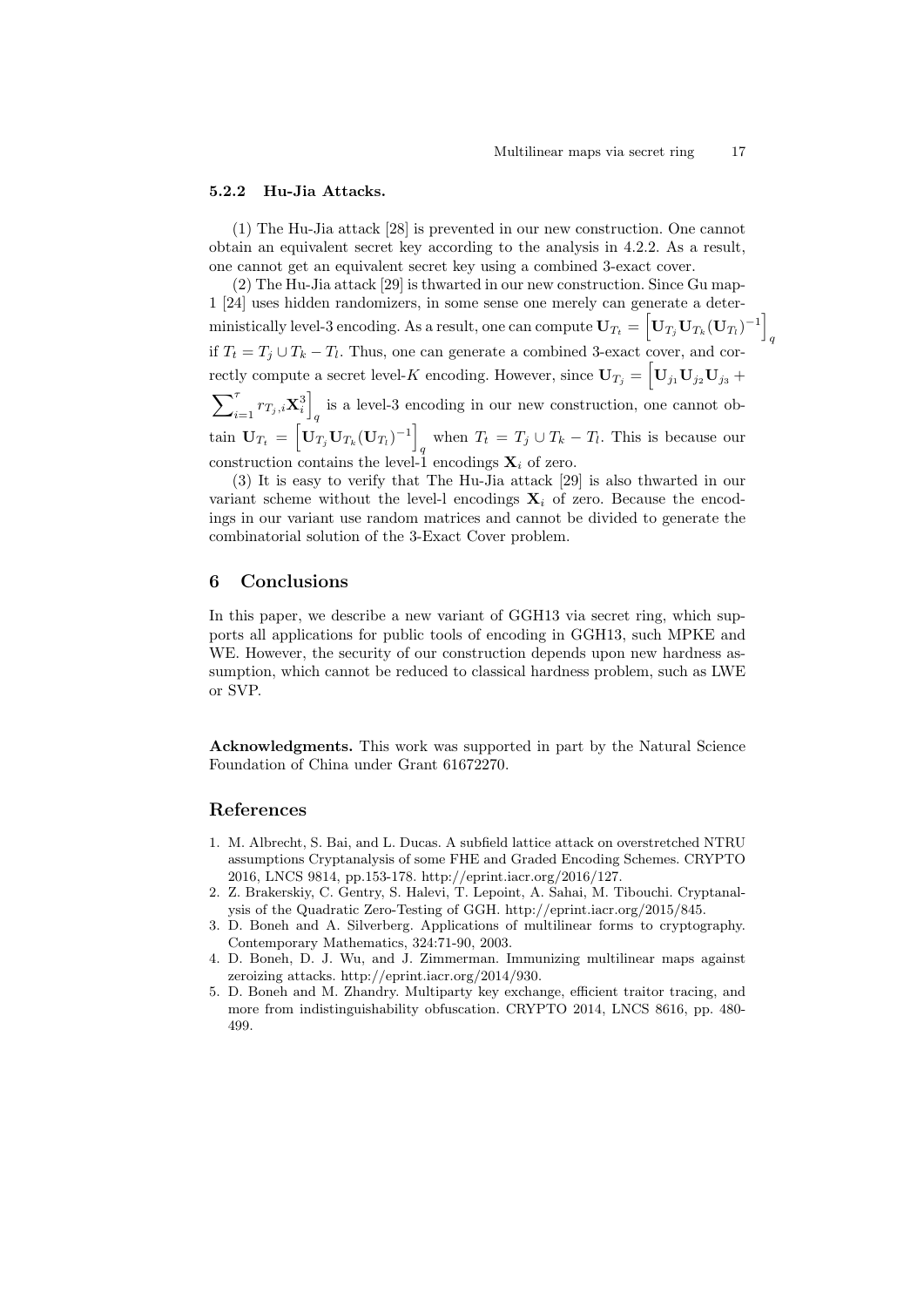#### 5.2.2 Hu-Jia Attacks.

(1) The Hu-Jia attack [28] is prevented in our new construction. One cannot obtain an equivalent secret key according to the analysis in 4.2.2. As a result, one cannot get an equivalent secret key using a combined 3-exact cover.

(2) The Hu-Jia attack [29] is thwarted in our new construction. Since Gu map-1 [24] uses hidden randomizers, in some sense one merely can generate a deterministically level-3 encoding. As a result, one can compute $\mathbf{U}_{T_t} = \left[\mathbf{U}_{T_j}\mathbf{U}_{T_k}(\mathbf{U}_{T_l})^{-1}\right]_q$ if $T_t = T_j \cup T_k - T_l$. Thus, one can generate a combined 3-exact cover, and correctly compute a secret level-$K$ encoding. However, since $\mathbf{U}_{T_j} = \left[\mathbf{U}_{j_1}\mathbf{U}_{j_2}\mathbf{U}_{j_3} + \sum_{i=1}^{\tau} r_{T_j,i}\mathbf{X}_i^3\right]_q$ is a level-3 encoding in our new construction, one cannot obtain $\mathbf{U}_{T_t} = \left[\mathbf{U}_{T_j}\mathbf{U}_{T_k}(\mathbf{U}_{T_l})^{-1}\right]_q$ when $T_t = T_j \cup T_k - T_l$. This is because our construction contains the level-1 encodings $\mathbf{X}_i$ of zero.

(3) It is easy to verify that The Hu-Jia attack [29] is also thwarted in our variant scheme without the level-l encodings $\mathbf{X}_i$ of zero. Because the encodings in our variant use random matrices and cannot be divided to generate the combinatorial solution of the 3-Exact Cover problem.

## 6 Conclusions

In this paper, we describe a new variant of GGH13 via secret ring, which supports all applications for public tools of encoding in GGH13, such MPKE and WE. However, the security of our construction depends upon new hardness assumption, which cannot be reduced to classical hardness problem, such as LWE or SVP.

**Acknowledgments.** This work was supported in part by the Natural Science Foundation of China under Grant 61672270.

## References

1. M. Albrecht, S. Bai, and L. Ducas. A subfield lattice attack on overstretched NTRU assumptions Cryptanalysis of some FHE and Graded Encoding Schemes. CRYPTO 2016, LNCS 9814, pp.153-178. http://eprint.iacr.org/2016/127.
2. Z. Brakerskiy, C. Gentry, S. Halevi, T. Lepoint, A. Sahai, M. Tibouchi. Cryptanalysis of the Quadratic Zero-Testing of GGH. http://eprint.iacr.org/2015/845.
3. D. Boneh and A. Silverberg. Applications of multilinear forms to cryptography. Contemporary Mathematics, 324:71-90, 2003.
4. D. Boneh, D. J. Wu, and J. Zimmerman. Immunizing multilinear maps against zeroizing attacks. http://eprint.iacr.org/2014/930.
5. D. Boneh and M. Zhandry. Multiparty key exchange, efficient traitor tracing, and more from indistinguishability obfuscation. CRYPTO 2014, LNCS 8616, pp. 480-499.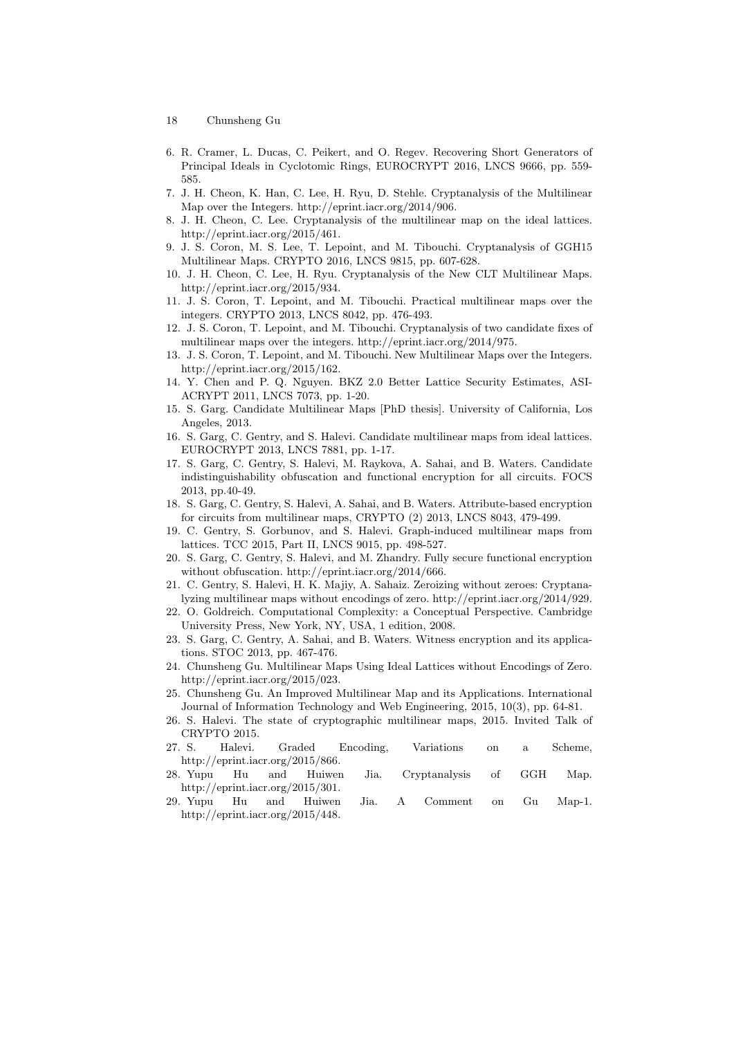6. R. Cramer, L. Ducas, C. Peikert, and O. Regev. Recovering Short Generators of Principal Ideals in Cyclotomic Rings, EUROCRYPT 2016, LNCS 9666, pp. 559-585.
7. J. H. Cheon, K. Han, C. Lee, H. Ryu, D. Stehle. Cryptanalysis of the Multilinear Map over the Integers. http://eprint.iacr.org/2014/906.
8. J. H. Cheon, C. Lee. Cryptanalysis of the multilinear map on the ideal lattices. http://eprint.iacr.org/2015/461.
9. J. S. Coron, M. S. Lee, T. Lepoint, and M. Tibouchi. Cryptanalysis of GGH15 Multilinear Maps. CRYPTO 2016, LNCS 9815, pp. 607-628.
10. J. H. Cheon, C. Lee, H. Ryu. Cryptanalysis of the New CLT Multilinear Maps. http://eprint.iacr.org/2015/934.
11. J. S. Coron, T. Lepoint, and M. Tibouchi. Practical multilinear maps over the integers. CRYPTO 2013, LNCS 8042, pp. 476-493.
12. J. S. Coron, T. Lepoint, and M. Tibouchi. Cryptanalysis of two candidate fixes of multilinear maps over the integers. http://eprint.iacr.org/2014/975.
13. J. S. Coron, T. Lepoint, and M. Tibouchi. New Multilinear Maps over the Integers. http://eprint.iacr.org/2015/162.
14. Y. Chen and P. Q. Nguyen. BKZ 2.0 Better Lattice Security Estimates, ASIACRYPT 2011, LNCS 7073, pp. 1-20.
15. S. Garg. Candidate Multilinear Maps [PhD thesis]. University of California, Los Angeles, 2013.
16. S. Garg, C. Gentry, and S. Halevi. Candidate multilinear maps from ideal lattices. EUROCRYPT 2013, LNCS 7881, pp. 1-17.
17. S. Garg, C. Gentry, S. Halevi, M. Raykova, A. Sahai, and B. Waters. Candidate indistinguishability obfuscation and functional encryption for all circuits. FOCS 2013, pp.40-49.
18. S. Garg, C. Gentry, S. Halevi, A. Sahai, and B. Waters. Attribute-based encryption for circuits from multilinear maps, CRYPTO (2) 2013, LNCS 8043, 479-499.
19. C. Gentry, S. Gorbunov, and S. Halevi. Graph-induced multilinear maps from lattices. TCC 2015, Part II, LNCS 9015, pp. 498-527.
20. S. Garg, C. Gentry, S. Halevi, and M. Zhandry. Fully secure functional encryption without obfuscation. http://eprint.iacr.org/2014/666.
21. C. Gentry, S. Halevi, H. K. Majiy, A. Sahaiz. Zeroizing without zeroes: Cryptanalyzing multilinear maps without encodings of zero. http://eprint.iacr.org/2014/929.
22. O. Goldreich. Computational Complexity: a Conceptual Perspective. Cambridge University Press, New York, NY, USA, 1 edition, 2008.
23. S. Garg, C. Gentry, A. Sahai, and B. Waters. Witness encryption and its applications. STOC 2013, pp. 467-476.
24. Chunsheng Gu. Multilinear Maps Using Ideal Lattices without Encodings of Zero. http://eprint.iacr.org/2015/023.
25. Chunsheng Gu. An Improved Multilinear Map and its Applications. International Journal of Information Technology and Web Engineering, 2015, 10(3), pp. 64-81.
26. S. Halevi. The state of cryptographic multilinear maps, 2015. Invited Talk of CRYPTO 2015.
27. S. Halevi. Graded Encoding, Variations on a Scheme, http://eprint.iacr.org/2015/866.
28. Yupu Hu and Huiwen Jia. Cryptanalysis of GGH Map. http://eprint.iacr.org/2015/301.
29. Yupu Hu and Huiwen Jia. A Comment on Gu Map-1. http://eprint.iacr.org/2015/448.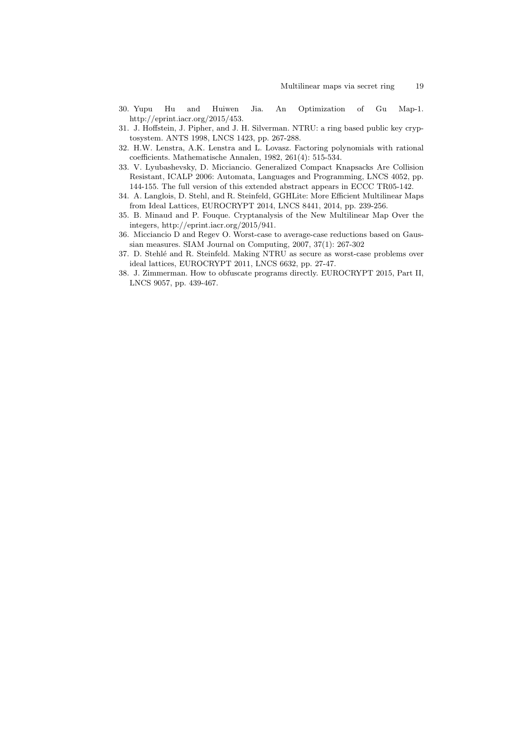30. Yupu Hu and Huiwen Jia. An Optimization of Gu Map-1. http://eprint.iacr.org/2015/453.
31. J. Hoffstein, J. Pipher, and J. H. Silverman. NTRU: a ring based public key cryptosystem. ANTS 1998, LNCS 1423, pp. 267-288.
32. H.W. Lenstra, A.K. Lenstra and L. Lovasz. Factoring polynomials with rational coefficients. Mathematische Annalen, 1982, 261(4): 515-534.
33. V. Lyubashevsky, D. Micciancio. Generalized Compact Knapsacks Are Collision Resistant, ICALP 2006: Automata, Languages and Programming, LNCS 4052, pp. 144-155. The full version of this extended abstract appears in ECCC TR05-142.
34. A. Langlois, D. Stehl, and R. Steinfeld, GGHLite: More Efficient Multilinear Maps from Ideal Lattices, EUROCRYPT 2014, LNCS 8441, 2014, pp. 239-256.
35. B. Minaud and P. Fouque. Cryptanalysis of the New Multilinear Map Over the integers, http://eprint.iacr.org/2015/941.
36. Micciancio D and Regev O. Worst-case to average-case reductions based on Gaussian measures. SIAM Journal on Computing, 2007, 37(1): 267-302
37. D. Stehlé and R. Steinfeld. Making NTRU as secure as worst-case problems over ideal lattices, EUROCRYPT 2011, LNCS 6632, pp. 27-47.
38. J. Zimmerman. How to obfuscate programs directly. EUROCRYPT 2015, Part II, LNCS 9057, pp. 439-467.